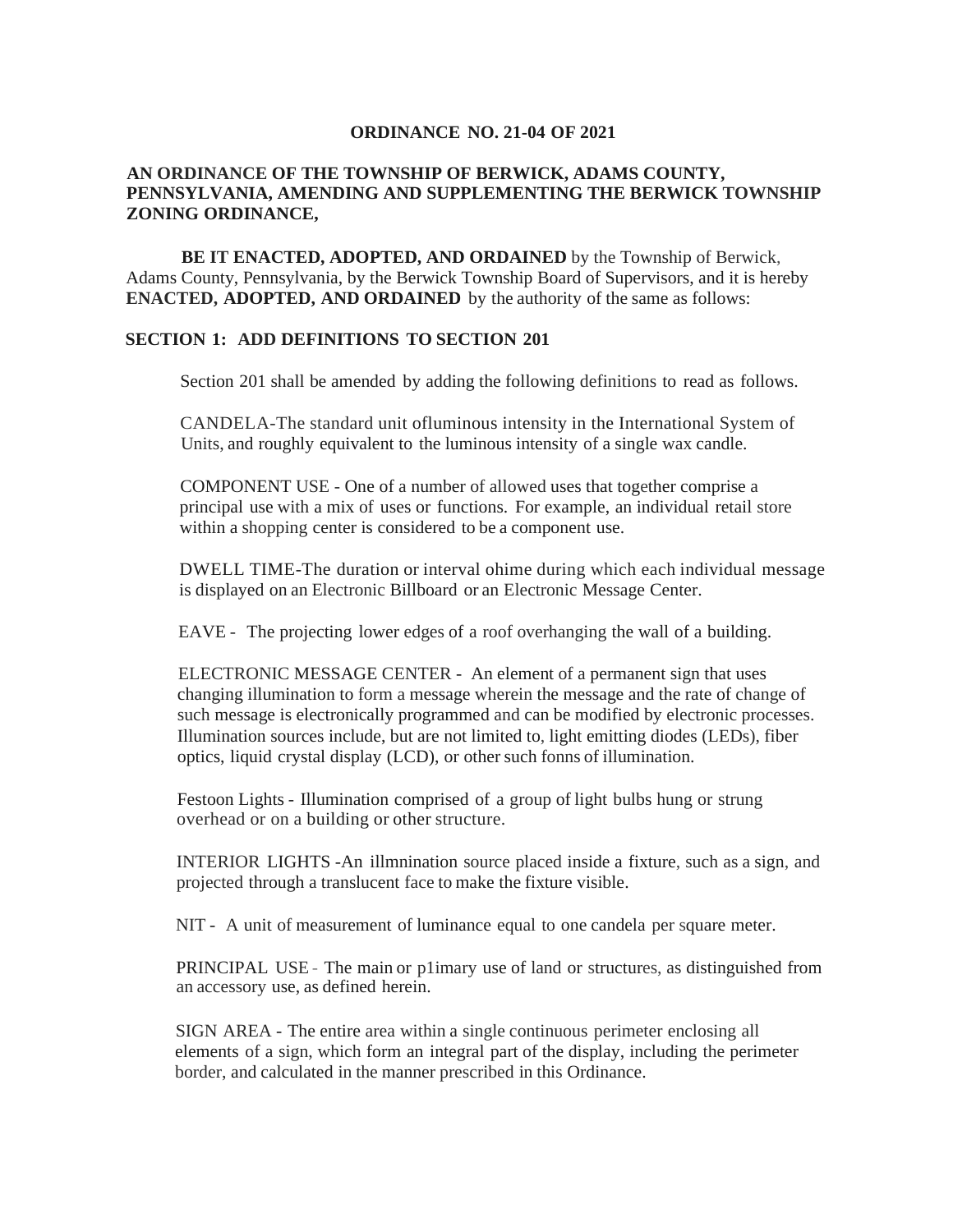**ORDINANCE NO. 21-04 OF 2021**

**AN ORDINANCE OF THE TOWNSHIP OF BERWICK, ADAMS COUNTY, PENNSYLVANIA, AMENDING AND SUPPLEMENTING THE BERWICK TOWNSHIP ZONING ORDINANCE,**

**BE IT ENACTED, ADOPTED, AND ORDAINED** by the Township of Berwick, Adams County, Pennsylvania, by the Berwick Township Board of Supervisors, and it is hereby **ENACTED, ADOPTED, AND ORDAINED** by the authority of the same as follows:

**SECTION 1: ADD DEFINITIONS TO SECTION 201**

Section 201 shall be amended by adding the following definitions to read as follows.

CANDELA-The standard unit ofluminous intensity in the International System of Units, and roughly equivalent to the luminous intensity of a single wax candle.

COMPONENT USE - One of a number of allowed uses that together comprise a principal use with a mix of uses or functions. For example, an individual retail store within a shopping center is considered to be a component use.

DWELL TIME-The duration or interval ohime during which each individual message is displayed on an Electronic Billboard or an Electronic Message Center.

EAVE - The projecting lower edges of a roof overhanging the wall of a building.

ELECTRONIC MESSAGE CENTER - An element of a permanent sign that uses changing illumination to form a message wherein the message and the rate of change of such message is electronically programmed and can be modified by electronic processes. Illumination sources include, but are not limited to, light emitting diodes (LEDs), fiber optics, liquid crystal display (LCD), or other such fonns of illumination.

Festoon Lights - Illumination comprised of a group of light bulbs hung or strung overhead or on a building or other structure.

INTERIOR LIGHTS -An illmnination source placed inside a fixture, such as a sign, and projected through a translucent face to make the fixture visible.

NIT - A unit of measurement of luminance equal to one candela per square meter.

PRINCIPAL USE - The main or p1imary use of land or structures, as distinguished from an accessory use, as defined herein.

SIGN AREA - The entire area within a single continuous perimeter enclosing all elements of a sign, which form an integral part of the display, including the perimeter border, and calculated in the manner prescribed in this Ordinance.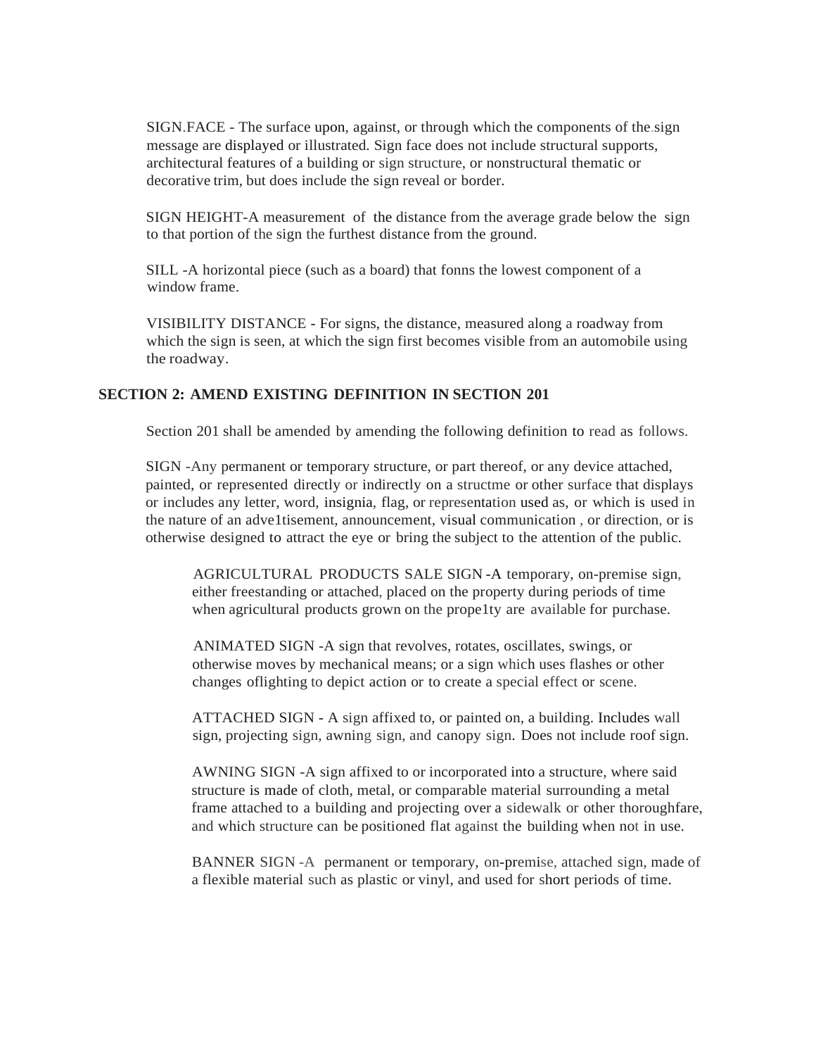SIGN.FACE - The surface upon, against, or through which the components of the sign message are displayed or illustrated. Sign face does not include structural supports, architectural features of a building or sign structure, or nonstructural thematic or decorative trim, but does include the sign reveal or border.

SIGN HEIGHT-A measurement of the distance from the average grade below the sign to that portion of the sign the furthest distance from the ground.

SILL -A horizontal piece (such as a board) that fonns the lowest component of a window frame.

VISIBILITY DISTANCE - For signs, the distance, measured along a roadway from which the sign is seen, at which the sign first becomes visible from an automobile using the roadway.

**SECTION 2: AMEND EXISTING DEFINITION IN SECTION 201**

Section 201 shall be amended by amending the following definition to read as follows.

SIGN -Any permanent or temporary structure, or part thereof, or any device attached, painted, or represented directly or indirectly on a structme or other surface that displays or includes any letter, word, insignia, flag, or representation used as, or which is used in the nature of an adve1tisement, announcement, visual communication , or direction, or is otherwise designed to attract the eye or bring the subject to the attention of the public.

AGRICULTURAL PRODUCTS SALE SIGN -A temporary, on-premise sign, either freestanding or attached, placed on the property during periods of time when agricultural products grown on the prope1ty are available for purchase.

ANIMATED SIGN -A sign that revolves, rotates, oscillates, swings, or otherwise moves by mechanical means; or a sign which uses flashes or other changes oflighting to depict action or to create a special effect or scene.

ATTACHED SIGN - A sign affixed to, or painted on, a building. Includes wall sign, projecting sign, awning sign, and canopy sign. Does not include roof sign.

AWNING SIGN -A sign affixed to or incorporated into a structure, where said structure is made of cloth, metal, or comparable material surrounding a metal frame attached to a building and projecting over a sidewalk or other thoroughfare, and which structure can be positioned flat against the building when not in use.

BANNER SIGN -A permanent or temporary, on-premise, attached sign, made of a flexible material such as plastic or vinyl, and used for short periods of time.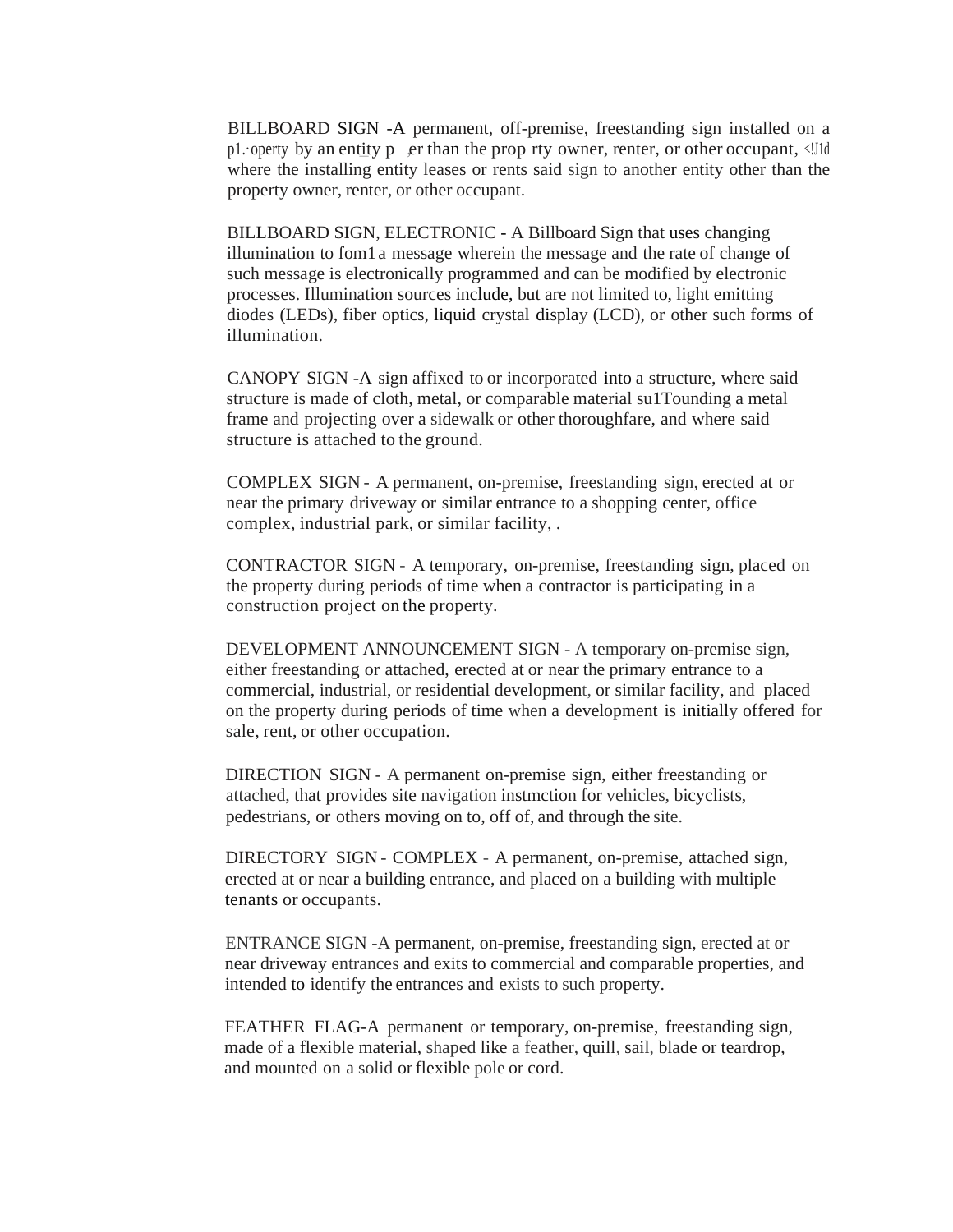BILLBOARD SIGN -A permanent, off-premise, freestanding sign installed on a p1.·operty by an entity p er than the prop rty owner, renter, or other occupant, <!J1d where the installing entity leases or rents said sign to another entity other than the property owner, renter, or other occupant.

BILLBOARD SIGN, ELECTRONIC - A Billboard Sign that uses changing illumination to fom1 a message wherein the message and the rate of change of such message is electronically programmed and can be modified by electronic processes. Illumination sources include, but are not limited to, light emitting diodes (LEDs), fiber optics, liquid crystal display (LCD), or other such forms of illumination.

CANOPY SIGN -A sign affixed to or incorporated into a structure, where said structure is made of cloth, metal, or comparable material su1Tounding a metal frame and projecting over a sidewalk or other thoroughfare, and where said structure is attached to the ground.

COMPLEX SIGN - A permanent, on-premise, freestanding sign, erected at or near the primary driveway or similar entrance to a shopping center, office complex, industrial park, or similar facility, .

CONTRACTOR SIGN - A temporary, on-premise, freestanding sign, placed on the property during periods of time when a contractor is participating in a construction project on the property.

DEVELOPMENT ANNOUNCEMENT SIGN - A temporary on-premise sign, either freestanding or attached, erected at or near the primary entrance to a commercial, industrial, or residential development, or similar facility, and placed on the property during periods of time when a development is initially offered for sale, rent, or other occupation.

DIRECTION SIGN - A permanent on-premise sign, either freestanding or attached, that provides site navigation instmction for vehicles, bicyclists, pedestrians, or others moving on to, off of, and through the site.

DIRECTORY SIGN - COMPLEX - A permanent, on-premise, attached sign, erected at or near a building entrance, and placed on a building with multiple tenants or occupants.

ENTRANCE SIGN -A permanent, on-premise, freestanding sign, erected at or near driveway entrances and exits to commercial and comparable properties, and intended to identify the entrances and exists to such property.

FEATHER FLAG-A permanent or temporary, on-premise, freestanding sign, made of a flexible material, shaped like a feather, quill, sail, blade or teardrop, and mounted on a solid or flexible pole or cord.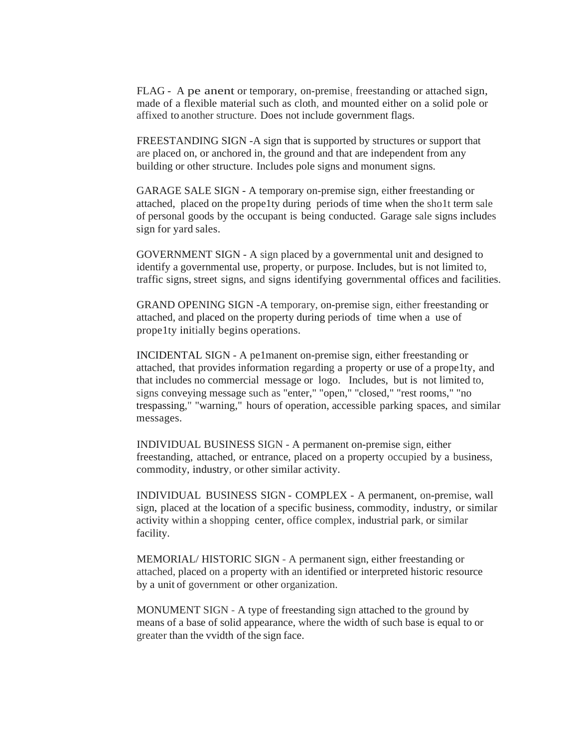FLAG - A pe anent or temporary, on-premise, freestanding or attached sign, made of a flexible material such as cloth, and mounted either on a solid pole or affixed to another structure. Does not include government flags.

FREESTANDING SIGN -A sign that is supported by structures or support that are placed on, or anchored in, the ground and that are independent from any building or other structure. Includes pole signs and monument signs.

GARAGE SALE SIGN - A temporary on-premise sign, either freestanding or attached, placed on the prope1ty during periods of time when the sho1t term sale of personal goods by the occupant is being conducted. Garage sale signs includes sign for yard sales.

GOVERNMENT SIGN - A sign placed by a governmental unit and designed to identify a governmental use, property, or purpose. Includes, but is not limited to, traffic signs, street signs, and signs identifying governmental offices and facilities.

GRAND OPENING SIGN -A temporary, on-premise sign, either freestanding or attached, and placed on the property during periods of time when a use of prope1ty initially begins operations.

INCIDENTAL SIGN - A pe1manent on-premise sign, either freestanding or attached, that provides information regarding a property or use of a prope1ty, and that includes no commercial message or logo. Includes, but is not limited to, signs conveying message such as "enter," "open," "closed," "rest rooms," "no trespassing," "warning," hours of operation, accessible parking spaces, and similar messages.

INDIVIDUAL BUSINESS SIGN - A permanent on-premise sign, either freestanding, attached, or entrance, placed on a property occupied by a business, commodity, industry, or other similar activity.

INDIVIDUAL BUSINESS SIGN - COMPLEX - A permanent, on-premise, wall sign, placed at the location of a specific business, commodity, industry, or similar activity within a shopping center, office complex, industrial park, or similar facility.

MEMORIAL/ HISTORIC SIGN - A permanent sign, either freestanding or attached, placed on a property with an identified or interpreted historic resource by a unit of government or other organization.

MONUMENT SIGN - A type of freestanding sign attached to the ground by means of a base of solid appearance, where the width of such base is equal to or greater than the vvidth of the sign face.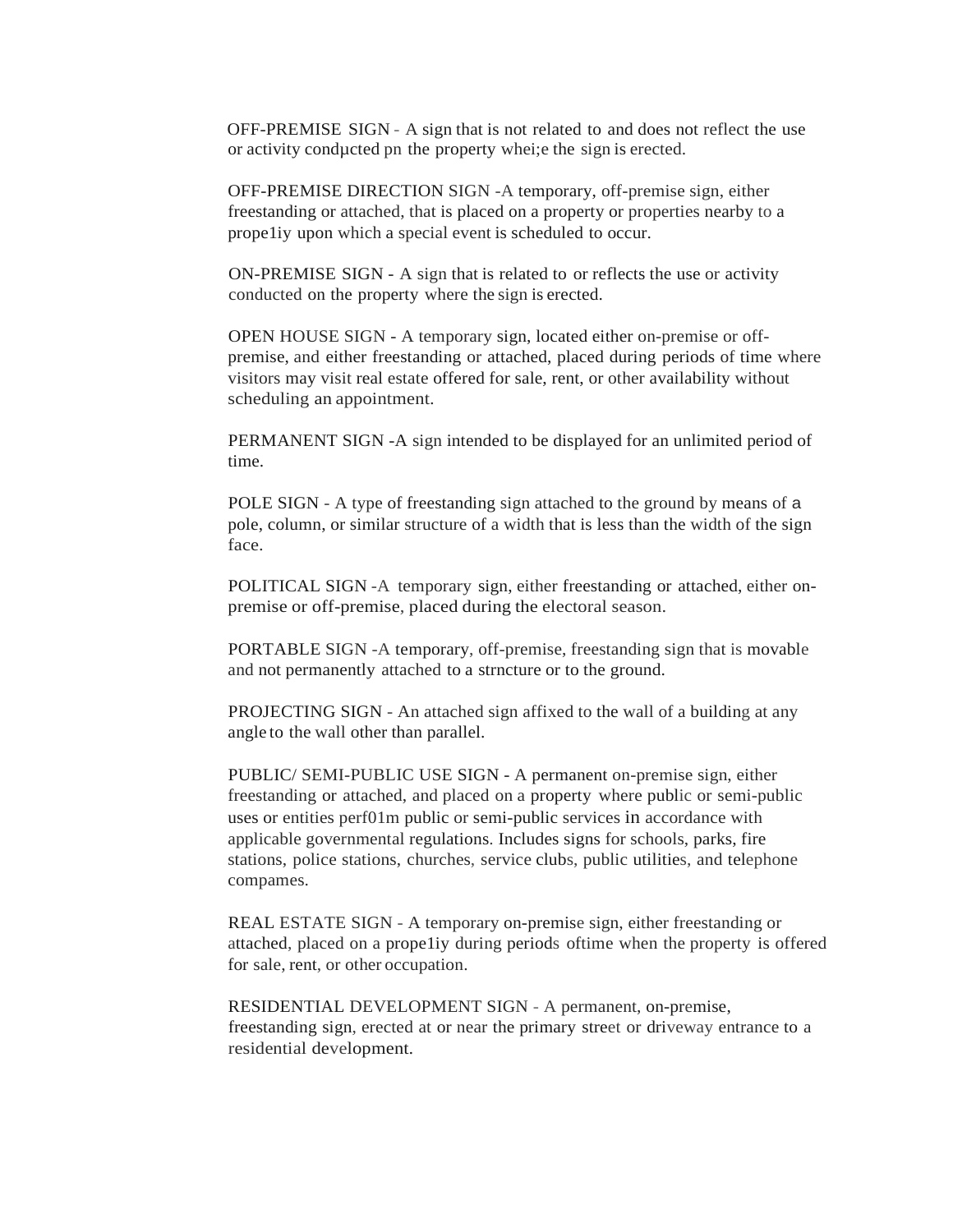OFF-PREMISE SIGN - A sign that is not related to and does not reflect the use or activity condμcted pn the property whei;e the sign is erected.

OFF-PREMISE DIRECTION SIGN -A temporary, off-premise sign, either freestanding or attached, that is placed on a property or properties nearby to a prope1iy upon which a special event is scheduled to occur.

ON-PREMISE SIGN - A sign that is related to or reflects the use or activity conducted on the property where the sign is erected.

OPEN HOUSE SIGN - A temporary sign, located either on-premise or off-premise, and either freestanding or attached, placed during periods of time where visitors may visit real estate offered for sale, rent, or other availability without scheduling an appointment.

PERMANENT SIGN -A sign intended to be displayed for an unlimited period of time.

POLE SIGN - A type of freestanding sign attached to the ground by means of a pole, column, or similar structure of a width that is less than the width of the sign face.

POLITICAL SIGN -A temporary sign, either freestanding or attached, either on-premise or off-premise, placed during the electoral season.

PORTABLE SIGN -A temporary, off-premise, freestanding sign that is movable and not permanently attached to a strncture or to the ground.

PROJECTING SIGN - An attached sign affixed to the wall of a building at any angle to the wall other than parallel.

PUBLIC/ SEMI-PUBLIC USE SIGN - A permanent on-premise sign, either freestanding or attached, and placed on a property where public or semi-public uses or entities perf01m public or semi-public services in accordance with applicable governmental regulations. Includes signs for schools, parks, fire stations, police stations, churches, service clubs, public utilities, and telephone compames.

REAL ESTATE SIGN - A temporary on-premise sign, either freestanding or attached, placed on a prope1iy during periods oftime when the property is offered for sale, rent, or other occupation.

RESIDENTIAL DEVELOPMENT SIGN - A permanent, on-premise, freestanding sign, erected at or near the primary street or driveway entrance to a residential development.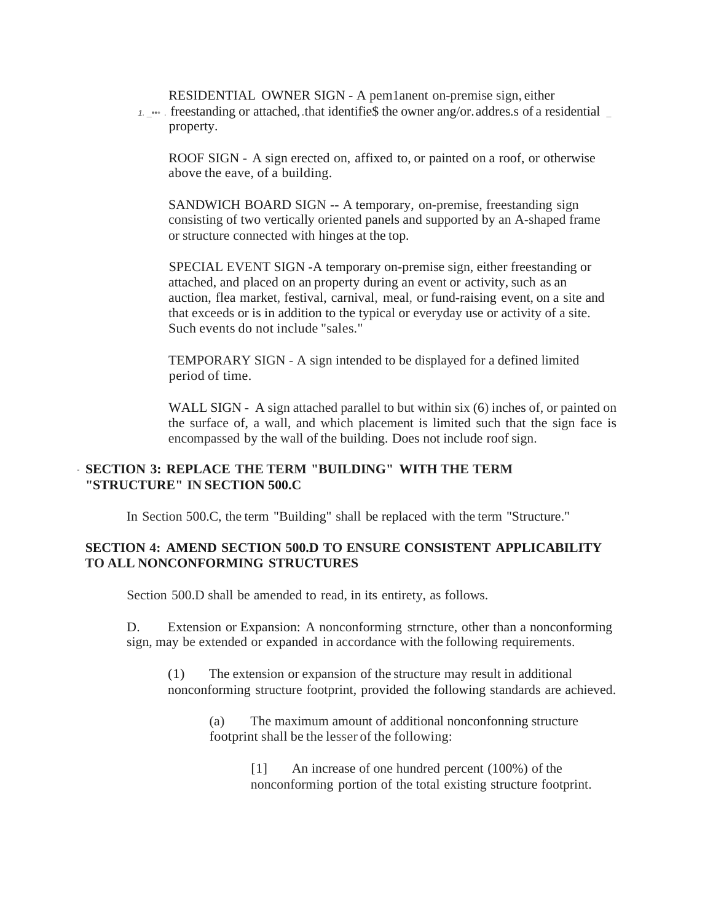RESIDENTIAL OWNER SIGN - A pem1anent on-premise sign, either freestanding or attached, that identifie$ the owner ang/or. addres.s of a residential property.

ROOF SIGN - A sign erected on, affixed to, or painted on a roof, or otherwise above the eave, of a building.

SANDWICH BOARD SIGN -- A temporary, on-premise, freestanding sign consisting of two vertically oriented panels and supported by an A-shaped frame or structure connected with hinges at the top.

SPECIAL EVENT SIGN -A temporary on-premise sign, either freestanding or attached, and placed on an property during an event or activity, such as an auction, flea market, festival, carnival, meal, or fund-raising event, on a site and that exceeds or is in addition to the typical or everyday use or activity of a site. Such events do not include "sales."

TEMPORARY SIGN - A sign intended to be displayed for a defined limited period of time.

WALL SIGN - A sign attached parallel to but within six (6) inches of, or painted on the surface of, a wall, and which placement is limited such that the sign face is encompassed by the wall of the building. Does not include roof sign.

**SECTION 3: REPLACE THE TERM "BUILDING" WITH THE TERM "STRUCTURE" IN SECTION 500.C**

In Section 500.C, the term "Building" shall be replaced with the term "Structure."

**SECTION 4: AMEND SECTION 500.D TO ENSURE CONSISTENT APPLICABILITY TO ALL NONCONFORMING STRUCTURES**

Section 500.D shall be amended to read, in its entirety, as follows.

D. Extension or Expansion: A nonconforming strncture, other than a nonconforming sign, may be extended or expanded in accordance with the following requirements.

(1) The extension or expansion of the structure may result in additional nonconforming structure footprint, provided the following standards are achieved.

(a) The maximum amount of additional nonconfonning structure footprint shall be the lesser of the following:

[1] An increase of one hundred percent (100%) of the nonconforming portion of the total existing structure footprint.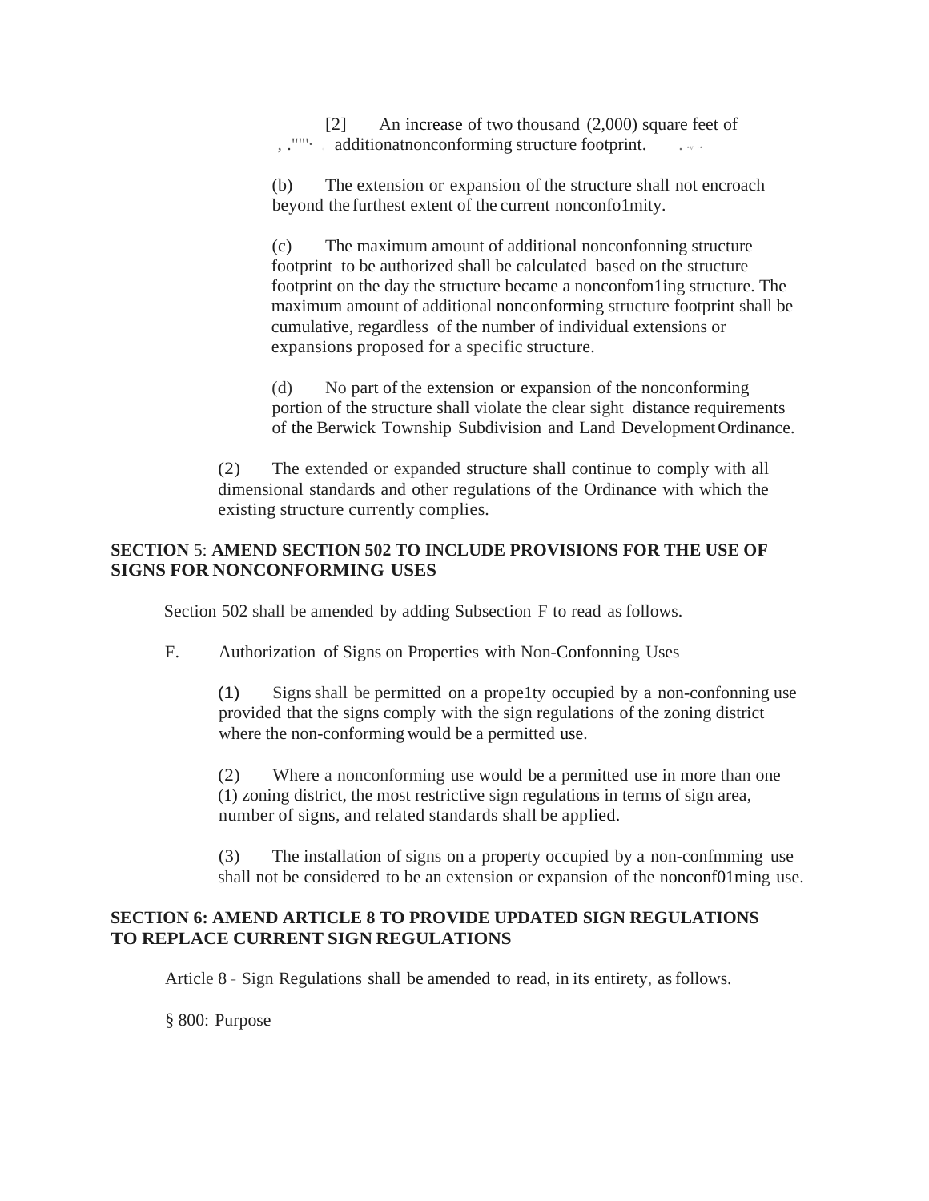[2] An increase of two thousand (2,000) square feet of additionatnonconforming structure footprint.

(b) The extension or expansion of the structure shall not encroach beyond the furthest extent of the current nonconfo1mity.

(c) The maximum amount of additional nonconfonning structure footprint to be authorized shall be calculated based on the structure footprint on the day the structure became a nonconfom1ing structure. The maximum amount of additional nonconforming structure footprint shall be cumulative, regardless of the number of individual extensions or expansions proposed for a specific structure.

(d) No part of the extension or expansion of the nonconforming portion of the structure shall violate the clear sight distance requirements of the Berwick Township Subdivision and Land Development Ordinance.

(2) The extended or expanded structure shall continue to comply with all dimensional standards and other regulations of the Ordinance with which the existing structure currently complies.

**SECTION 5: AMEND SECTION 502 TO INCLUDE PROVISIONS FOR THE USE OF SIGNS FOR NONCONFORMING USES**

Section 502 shall be amended by adding Subsection F to read as follows.

F. Authorization of Signs on Properties with Non-Confonning Uses

(1) Signs shall be permitted on a prope1ty occupied by a non-confonning use provided that the signs comply with the sign regulations of the zoning district where the non-conforming would be a permitted use.

(2) Where a nonconforming use would be a permitted use in more than one (1) zoning district, the most restrictive sign regulations in terms of sign area, number of signs, and related standards shall be applied.

(3) The installation of signs on a property occupied by a non-confmming use shall not be considered to be an extension or expansion of the nonconf01ming use.

**SECTION 6: AMEND ARTICLE 8 TO PROVIDE UPDATED SIGN REGULATIONS TO REPLACE CURRENT SIGN REGULATIONS**

Article 8 - Sign Regulations shall be amended to read, in its entirety, as follows.

§ 800: Purpose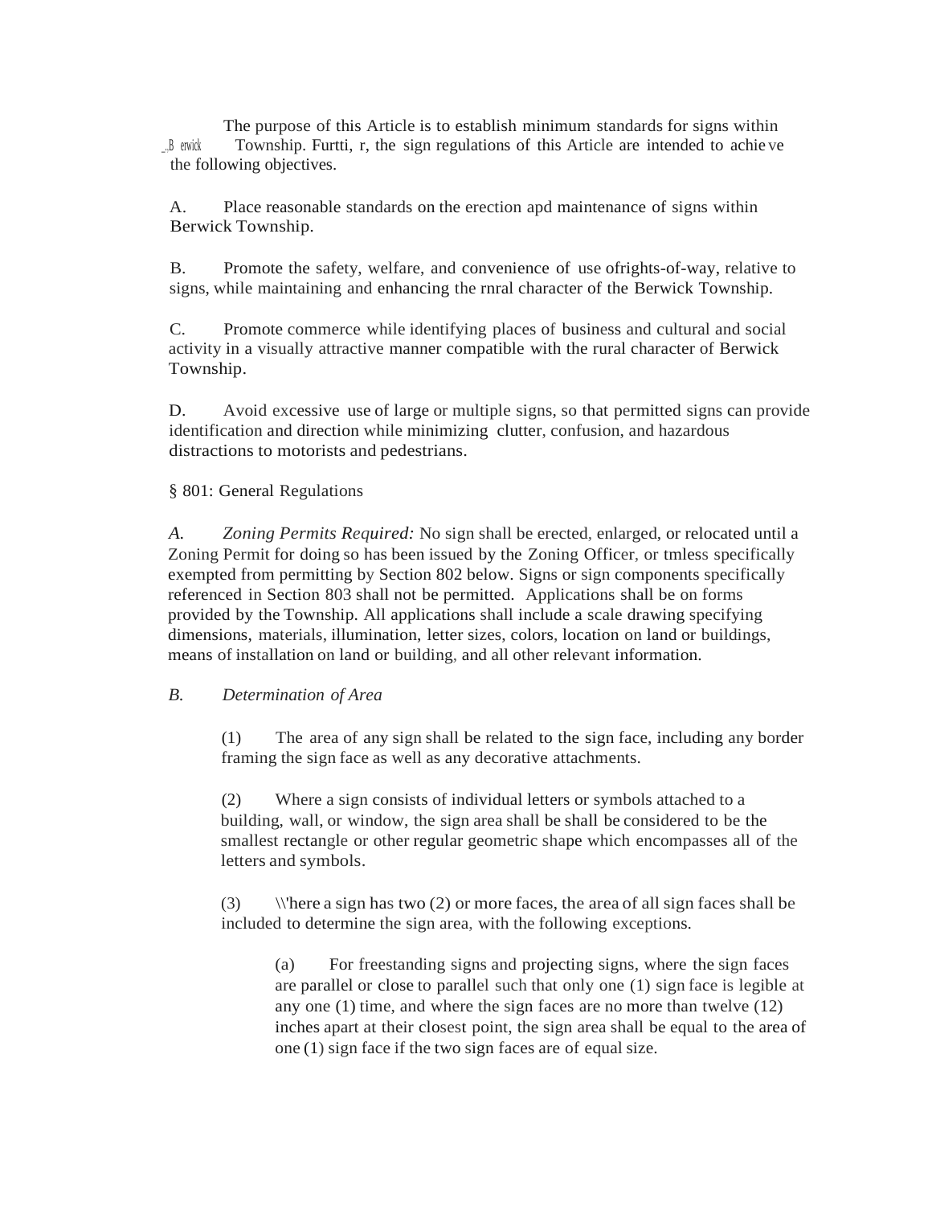The purpose of this Article is to establish minimum standards for signs within Berwick Township. Furtti, r, the sign regulations of this Article are intended to achieve the following objectives.

A. Place reasonable standards on the erection apd maintenance of signs within Berwick Township.

B. Promote the safety, welfare, and convenience of use ofrights-of-way, relative to signs, while maintaining and enhancing the rnral character of the Berwick Township.

C. Promote commerce while identifying places of business and cultural and social activity in a visually attractive manner compatible with the rural character of Berwick Township.

D. Avoid excessive use of large or multiple signs, so that permitted signs can provide identification and direction while minimizing clutter, confusion, and hazardous distractions to motorists and pedestrians.

§ 801: General Regulations

*A. Zoning Permits Required:* No sign shall be erected, enlarged, or relocated until a Zoning Permit for doing so has been issued by the Zoning Officer, or tmless specifically exempted from permitting by Section 802 below. Signs or sign components specifically referenced in Section 803 shall not be permitted. Applications shall be on forms provided by the Township. All applications shall include a scale drawing specifying dimensions, materials, illumination, letter sizes, colors, location on land or buildings, means of installation on land or building, and all other relevant information.

*B. Determination of Area*

(1) The area of any sign shall be related to the sign face, including any border framing the sign face as well as any decorative attachments.

(2) Where a sign consists of individual letters or symbols attached to a building, wall, or window, the sign area shall be shall be considered to be the smallest rectangle or other regular geometric shape which encompasses all of the letters and symbols.

(3) \\'here a sign has two (2) or more faces, the area of all sign faces shall be included to determine the sign area, with the following exceptions.

(a) For freestanding signs and projecting signs, where the sign faces are parallel or close to parallel such that only one (1) sign face is legible at any one (1) time, and where the sign faces are no more than twelve (12) inches apart at their closest point, the sign area shall be equal to the area of one (1) sign face if the two sign faces are of equal size.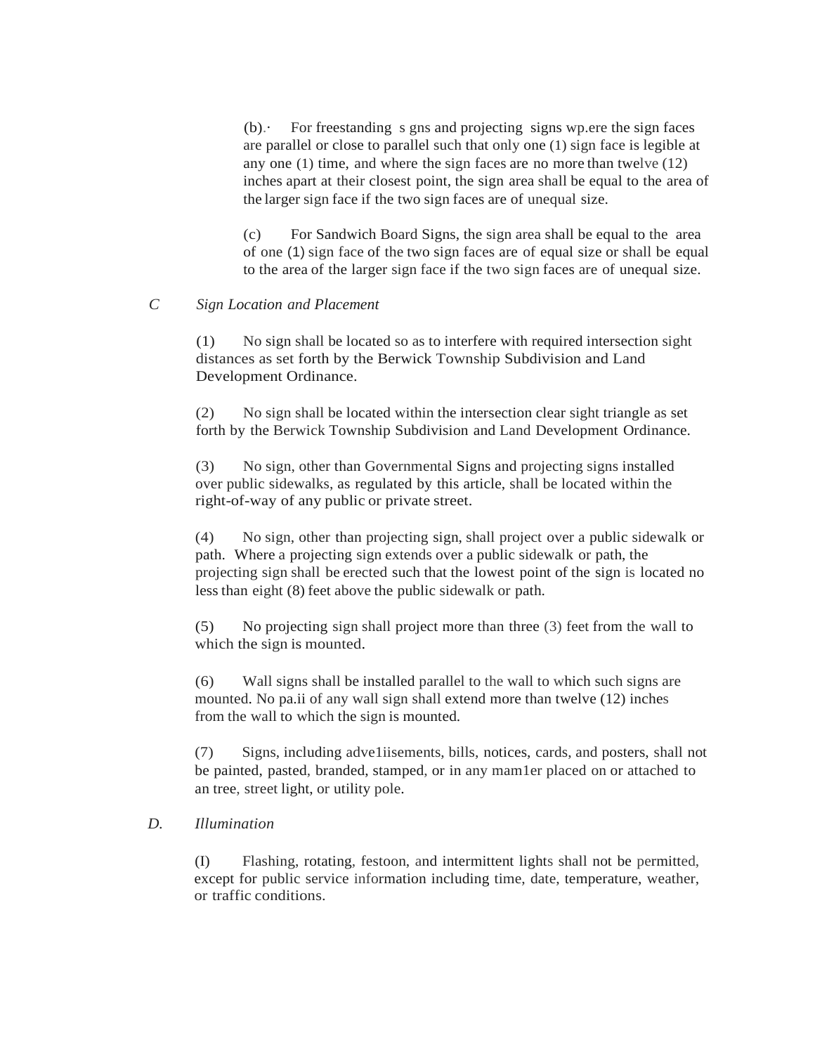(b).· For freestanding s gns and projecting signs wp.ere the sign faces are parallel or close to parallel such that only one (1) sign face is legible at any one (1) time, and where the sign faces are no more than twelve (12) inches apart at their closest point, the sign area shall be equal to the area of the larger sign face if the two sign faces are of unequal size.

(c) For Sandwich Board Signs, the sign area shall be equal to the area of one (1) sign face of the two sign faces are of equal size or shall be equal to the area of the larger sign face if the two sign faces are of unequal size.

*C Sign Location and Placement*

(1) No sign shall be located so as to interfere with required intersection sight distances as set forth by the Berwick Township Subdivision and Land Development Ordinance.

(2) No sign shall be located within the intersection clear sight triangle as set forth by the Berwick Township Subdivision and Land Development Ordinance.

(3) No sign, other than Governmental Signs and projecting signs installed over public sidewalks, as regulated by this article, shall be located within the right-of-way of any public or private street.

(4) No sign, other than projecting sign, shall project over a public sidewalk or path. Where a projecting sign extends over a public sidewalk or path, the projecting sign shall be erected such that the lowest point of the sign is located no less than eight (8) feet above the public sidewalk or path.

(5) No projecting sign shall project more than three (3) feet from the wall to which the sign is mounted.

(6) Wall signs shall be installed parallel to the wall to which such signs are mounted. No pa.ii of any wall sign shall extend more than twelve (12) inches from the wall to which the sign is mounted.

(7) Signs, including adve1iisements, bills, notices, cards, and posters, shall not be painted, pasted, branded, stamped, or in any mam1er placed on or attached to an tree, street light, or utility pole.

*D. Illumination*

(I) Flashing, rotating, festoon, and intermittent lights shall not be permitted, except for public service information including time, date, temperature, weather, or traffic conditions.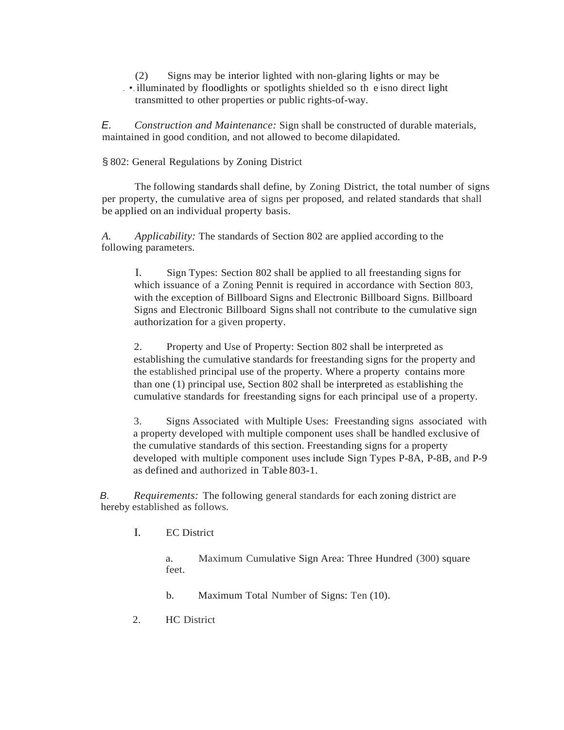(2) Signs may be interior lighted with non-glaring lights or may be illuminated by floodlights or spotlights shielded so th e isno direct light transmitted to other properties or public rights-of-way.

*E. Construction and Maintenance:* Sign shall be constructed of durable materials, maintained in good condition, and not allowed to become dilapidated.

§ 802: General Regulations by Zoning District

The following standards shall define, by Zoning District, the total number of signs per property, the cumulative area of signs per proposed, and related standards that shall be applied on an individual property basis.

*A. Applicability:* The standards of Section 802 are applied according to the following parameters.

I. Sign Types: Section 802 shall be applied to all freestanding signs for which issuance of a Zoning Pennit is required in accordance with Section 803, with the exception of Billboard Signs and Electronic Billboard Signs. Billboard Signs and Electronic Billboard Signs shall not contribute to the cumulative sign authorization for a given property.

2. Property and Use of Property: Section 802 shall be interpreted as establishing the cumulative standards for freestanding signs for the property and the established principal use of the property. Where a property contains more than one (1) principal use, Section 802 shall be interpreted as establishing the cumulative standards for freestanding signs for each principal use of a property.

3. Signs Associated with Multiple Uses: Freestanding signs associated with a property developed with multiple component uses shall be handled exclusive of the cumulative standards of this section. Freestanding signs for a property developed with multiple component uses include Sign Types P-8A, P-8B, and P-9 as defined and authorized in Table 803-1.

*B. Requirements:* The following general standards for each zoning district are hereby established as follows.

I. EC District

a. Maximum Cumulative Sign Area: Three Hundred (300) square feet.

b. Maximum Total Number of Signs: Ten (10).

2. HC District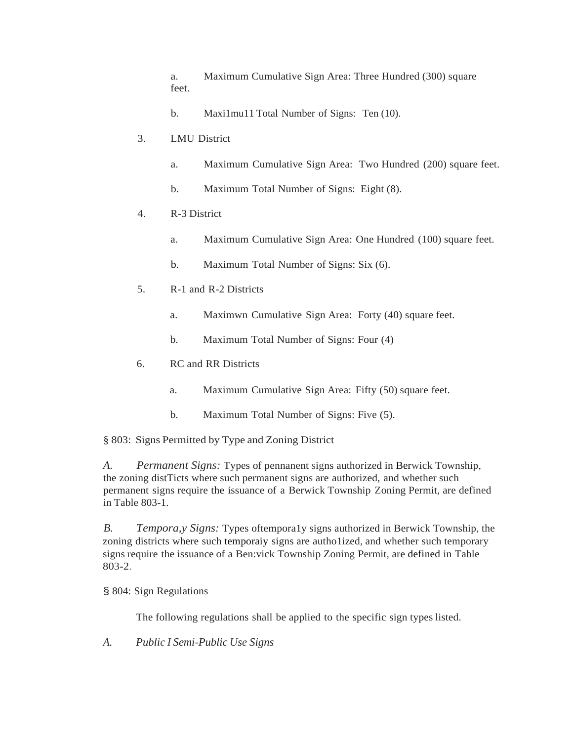a. Maximum Cumulative Sign Area: Three Hundred (300) square feet.

b. Maxi1mu11 Total Number of Signs: Ten (10).

3. LMU District

a. Maximum Cumulative Sign Area: Two Hundred (200) square feet.

b. Maximum Total Number of Signs: Eight (8).

4. R-3 District

a. Maximum Cumulative Sign Area: One Hundred (100) square feet.

b. Maximum Total Number of Signs: Six (6).

5. R-1 and R-2 Districts

a. Maximwn Cumulative Sign Area: Forty (40) square feet.

b. Maximum Total Number of Signs: Four (4)

6. RC and RR Districts

a. Maximum Cumulative Sign Area: Fifty (50) square feet.

b. Maximum Total Number of Signs: Five (5).

§ 803: Signs Permitted by Type and Zoning District

*A. Permanent Signs:* Types of pennanent signs authorized in Berwick Township, the zoning distTicts where such permanent signs are authorized, and whether such permanent signs require the issuance of a Berwick Township Zoning Permit, are defined in Table 803-1.

*B. Tempora,y Signs:* Types oftempora1y signs authorized in Berwick Township, the zoning districts where such temporaiy signs are autho1ized, and whether such temporary signs require the issuance of a Ben:vick Township Zoning Permit, are defined in Table 803-2.

§ 804: Sign Regulations

The following regulations shall be applied to the specific sign types listed.

*A. Public I Semi-Public Use Signs*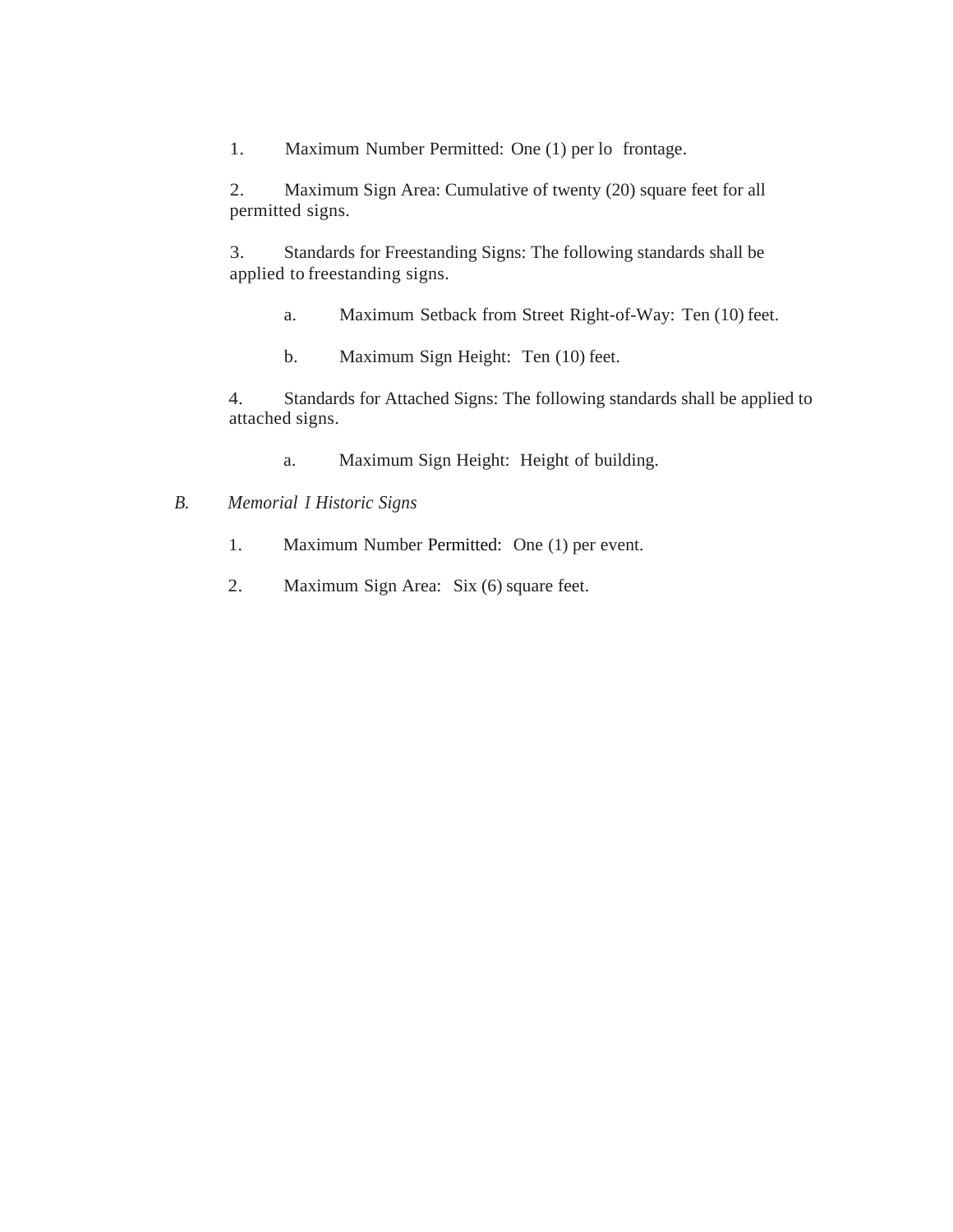1. Maximum Number Permitted: One (1) per lo frontage.

2. Maximum Sign Area: Cumulative of twenty (20) square feet for all permitted signs.

3. Standards for Freestanding Signs: The following standards shall be applied to freestanding signs.

   a. Maximum Setback from Street Right-of-Way: Ten (10) feet.

   b. Maximum Sign Height: Ten (10) feet.

4. Standards for Attached Signs: The following standards shall be applied to attached signs.

   a. Maximum Sign Height: Height of building.

*B. Memorial I Historic Signs*

1. Maximum Number Permitted: One (1) per event.

2. Maximum Sign Area: Six (6) square feet.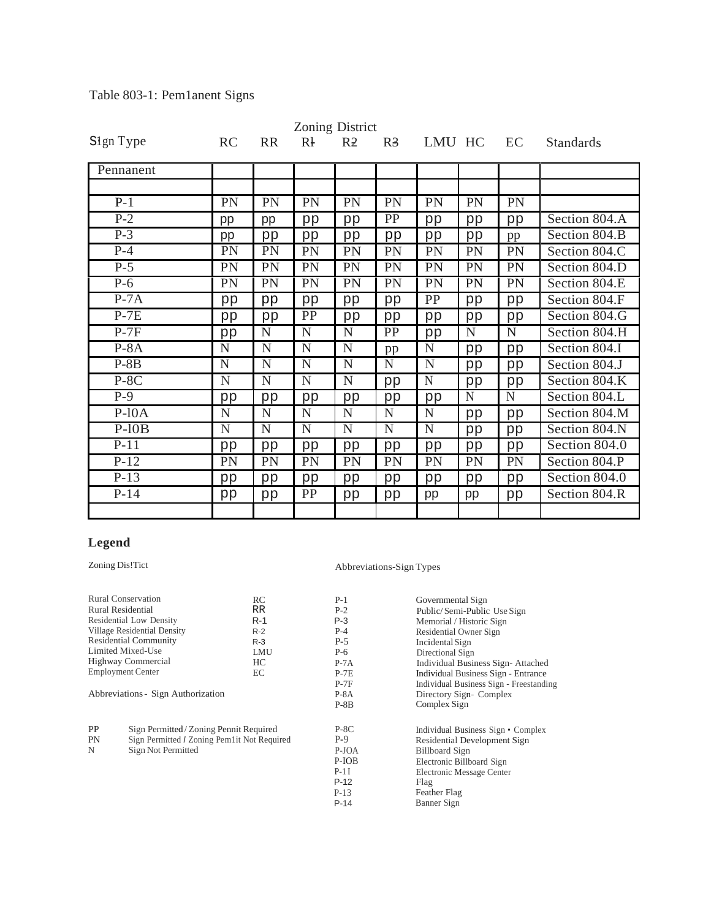Table 803-1: Pem1anent Signs

| Sign Type | RC | RR | R1 | R2 | R3 | LMU | HC | EC | Standards |
|---|---|---|---|---|---|---|---|---|---|
| | Zoning District | | | | | | | | |
| Pennanent | | | | | | | | | |
| | | | | | | | | | |
| P-1 | PN | PN | PN | PN | PN | PN | PN | PN | |
| P-2 | pp | pp | pp | pp | PP | pp | pp | pp | Section 804.A |
| P-3 | pp | pp | pp | pp | pp | pp | pp | pp | Section 804.B |
| P-4 | PN | PN | PN | PN | PN | PN | PN | PN | Section 804.C |
| P-5 | PN | PN | PN | PN | PN | PN | PN | PN | Section 804.D |
| P-6 | PN | PN | PN | PN | PN | PN | PN | PN | Section 804.E |
| P-7A | pp | pp | pp | pp | pp | PP | pp | pp | Section 804.F |
| P-7E | pp | pp | PP | pp | pp | pp | pp | pp | Section 804.G |
| P-7F | pp | N | N | N | PP | pp | N | N | Section 804.H |
| P-8A | N | N | N | N | pp | N | pp | pp | Section 804.I |
| P-8B | N | N | N | N | N | N | pp | pp | Section 804.J |
| P-8C | N | N | N | N | pp | N | pp | pp | Section 804.K |
| P-9 | pp | pp | pp | pp | pp | pp | N | N | Section 804.L |
| P-l0A | N | N | N | N | N | N | pp | pp | Section 804.M |
| P-l0B | N | N | N | N | N | N | pp | pp | Section 804.N |
| P-11 | pp | pp | pp | pp | pp | pp | pp | pp | Section 804.0 |
| P-12 | PN | PN | PN | PN | PN | PN | PN | PN | Section 804.P |
| P-13 | pp | pp | pp | pp | pp | pp | pp | pp | Section 804.0 |
| P-14 | pp | pp | PP | pp | pp | pp | pp | pp | Section 804.R |
| | | | | | | | | | |

## Legend

Zoning Dis!Tict

| Zoning District | Abbreviation |
|---|---|
| Rural Conservation | RC |
| Rural Residential | RR |
| Residential Low Density | R-1 |
| Village Residential Density | R-2 |
| Residential Community | R-3 |
| Limited Mixed-Use | LMU |
| Highway Commercial | HC |
| Employment Center | EC |

Abbreviations - Sign Authorization

| Abbreviation | Meaning |
|---|---|
| PP | Sign Permitted / Zoning Pennit Required |
| PN | Sign Permitted / Zoning Pem1it Not Required |
| N | Sign Not Permitted |

Abbreviations-Sign Types

| Abbreviation | Sign Type |
|---|---|
| P-1 | Governmental Sign |
| P-2 | Public/ Semi-Public Use Sign |
| P-3 | Memorial / Historic Sign |
| P-4 | Residential Owner Sign |
| P-5 | Incidental Sign |
| P-6 | Directional Sign |
| P-7A | Individual Business Sign- Attached |
| P-7E | Individual Business Sign - Entrance |
| P-7F | Individual Business Sign - Freestanding |
| P-8A | Directory Sign- Complex |
| P-8B | Complex Sign |
| P-8C | Individual Business Sign • Complex |
| P-9 | Residential Development Sign |
| P-JOA | Billboard Sign |
| P-IOB | Electronic Billboard Sign |
| P-1I | Electronic Message Center |
| P-12 | Flag |
| P-13 | Feather Flag |
| P-14 | Banner Sign |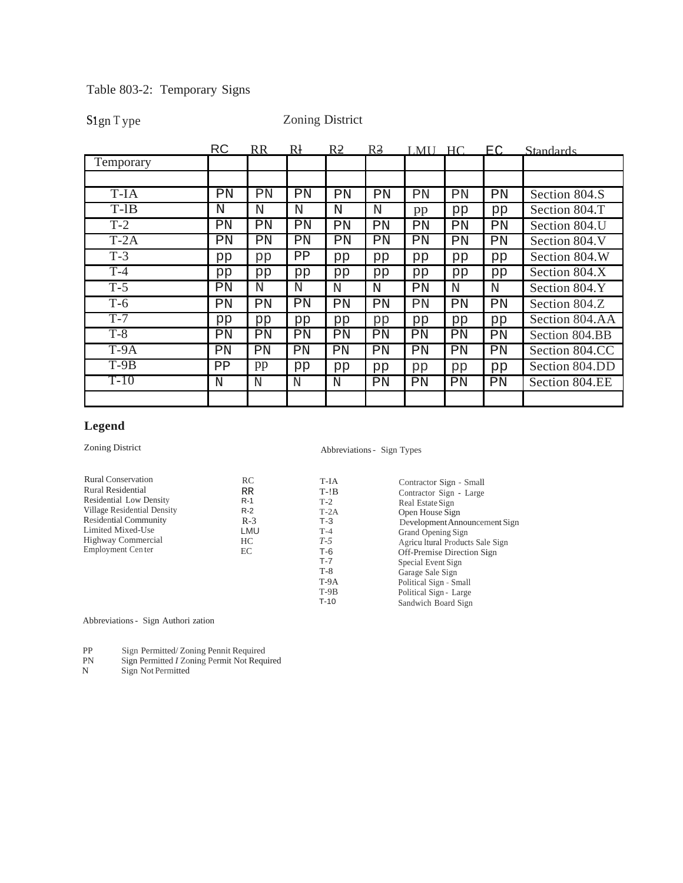Table 803-2: Temporary Signs

| Sign Type | Zoning District | | | | | | | | |
|---|---|---|---|---|---|---|---|---|---|
| | RC | RR | R1 | R2 | R3 | LMU | HC | EC | Standards |
| Temporary | | | | | | | | | |
| | | | | | | | | | |
| T-IA | PN | PN | PN | PN | PN | PN | PN | PN | Section 804.S |
| T-lB | N | N | N | N | N | pp | pp | pp | Section 804.T |
| T-2 | PN | PN | PN | PN | PN | PN | PN | PN | Section 804.U |
| T-2A | PN | PN | PN | PN | PN | PN | PN | PN | Section 804.V |
| T-3 | pp | pp | PP | pp | pp | pp | pp | pp | Section 804.W |
| T-4 | pp | pp | pp | pp | pp | pp | pp | pp | Section 804.X |
| T-5 | PN | N | N | N | N | PN | N | N | Section 804.Y |
| T-6 | PN | PN | PN | PN | PN | PN | PN | PN | Section 804.Z |
| T-7 | pp | pp | pp | pp | pp | pp | pp | pp | Section 804.AA |
| T-8 | PN | PN | PN | PN | PN | PN | PN | PN | Section 804.BB |
| T-9A | PN | PN | PN | PN | PN | PN | PN | PN | Section 804.CC |
| T-9B | PP | pp | pp | pp | pp | pp | pp | pp | Section 804.DD |
| T-10 | N | N | N | N | PN | PN | PN | PN | Section 804.EE |
| | | | | | | | | | |

## Legend

Zoning District

| | |
|---|---|
| Rural Conservation | RC |
| Rural Residential | RR |
| Residential Low Density | R-1 |
| Village Residential Density | R-2 |
| Residential Community | R-3 |
| Limited Mixed-Use | LMU |
| Highway Commercial | HC |
| Employment Center | EC |

Abbreviations - Sign Types

| | |
|---|---|
| T-IA | Contractor Sign - Small |
| T-!B | Contractor Sign - Large |
| T-2 | Real Estate Sign |
| T-2A | Open House Sign |
| T-3 | Development Announcement Sign |
| T-4 | Grand Opening Sign |
| T-5 | Agricultural Products Sale Sign |
| T-6 | Off-Premise Direction Sign |
| T-7 | Special Event Sign |
| T-8 | Garage Sale Sign |
| T-9A | Political Sign - Small |
| T-9B | Political Sign - Large |
| T-10 | Sandwich Board Sign |

Abbreviations - Sign Authorization

| | |
|---|---|
| PP | Sign Permitted/ Zoning Pennit Required |
| PN | Sign Permitted *I* Zoning Permit Not Required |
| N | Sign Not Permitted |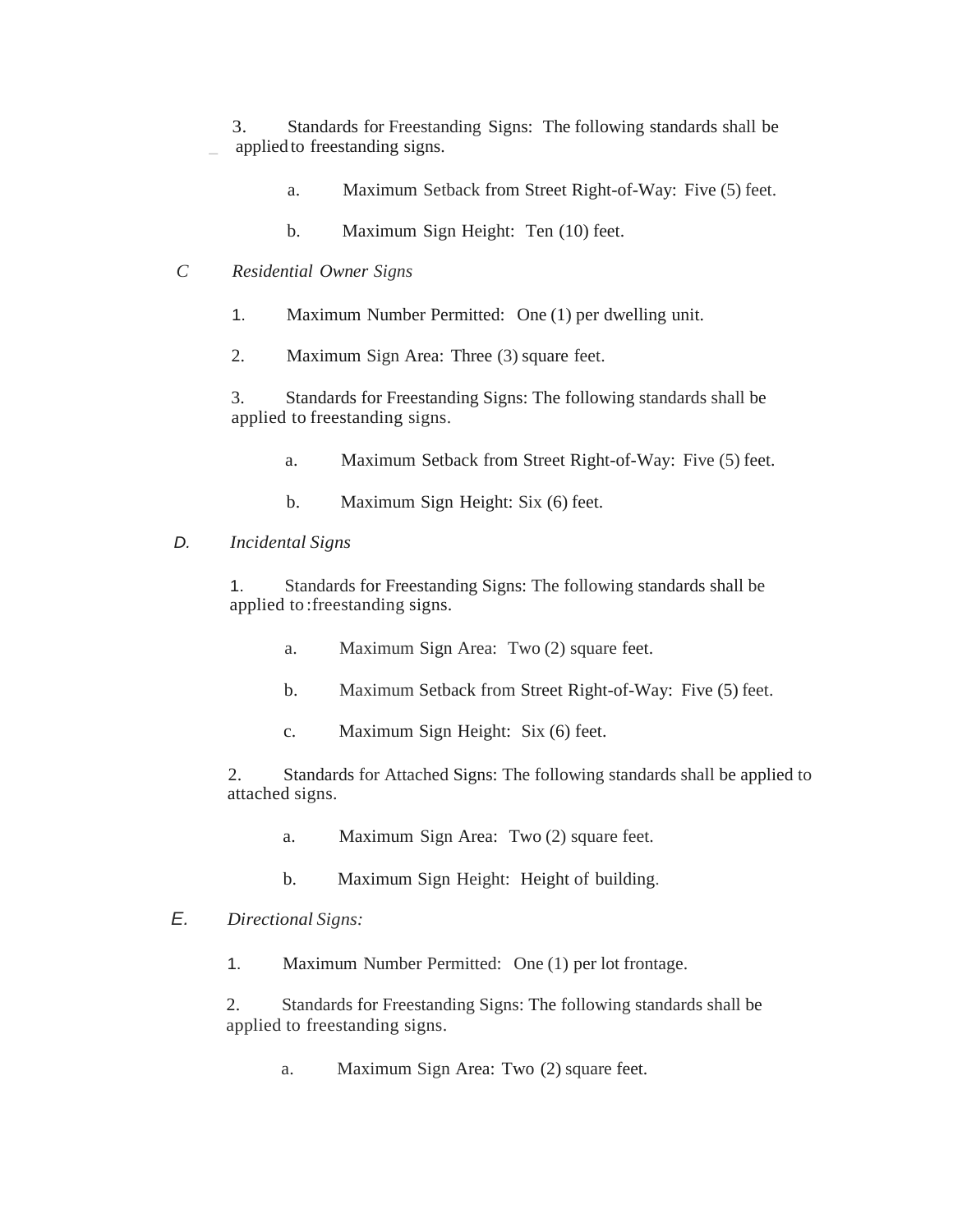3. Standards for Freestanding Signs: The following standards shall be applied to freestanding signs.

   a. Maximum Setback from Street Right-of-Way: Five (5) feet.

   b. Maximum Sign Height: Ten (10) feet.

C *Residential Owner Signs*

1. Maximum Number Permitted: One (1) per dwelling unit.

2. Maximum Sign Area: Three (3) square feet.

3. Standards for Freestanding Signs: The following standards shall be applied to freestanding signs.

   a. Maximum Setback from Street Right-of-Way: Five (5) feet.

   b. Maximum Sign Height: Six (6) feet.

D. *Incidental Signs*

1. Standards for Freestanding Signs: The following standards shall be applied to :freestanding signs.

   a. Maximum Sign Area: Two (2) square feet.

   b. Maximum Setback from Street Right-of-Way: Five (5) feet.

   c. Maximum Sign Height: Six (6) feet.

2. Standards for Attached Signs: The following standards shall be applied to attached signs.

   a. Maximum Sign Area: Two (2) square feet.

   b. Maximum Sign Height: Height of building.

E. *Directional Signs:*

1. Maximum Number Permitted: One (1) per lot frontage.

2. Standards for Freestanding Signs: The following standards shall be applied to freestanding signs.

   a. Maximum Sign Area: Two (2) square feet.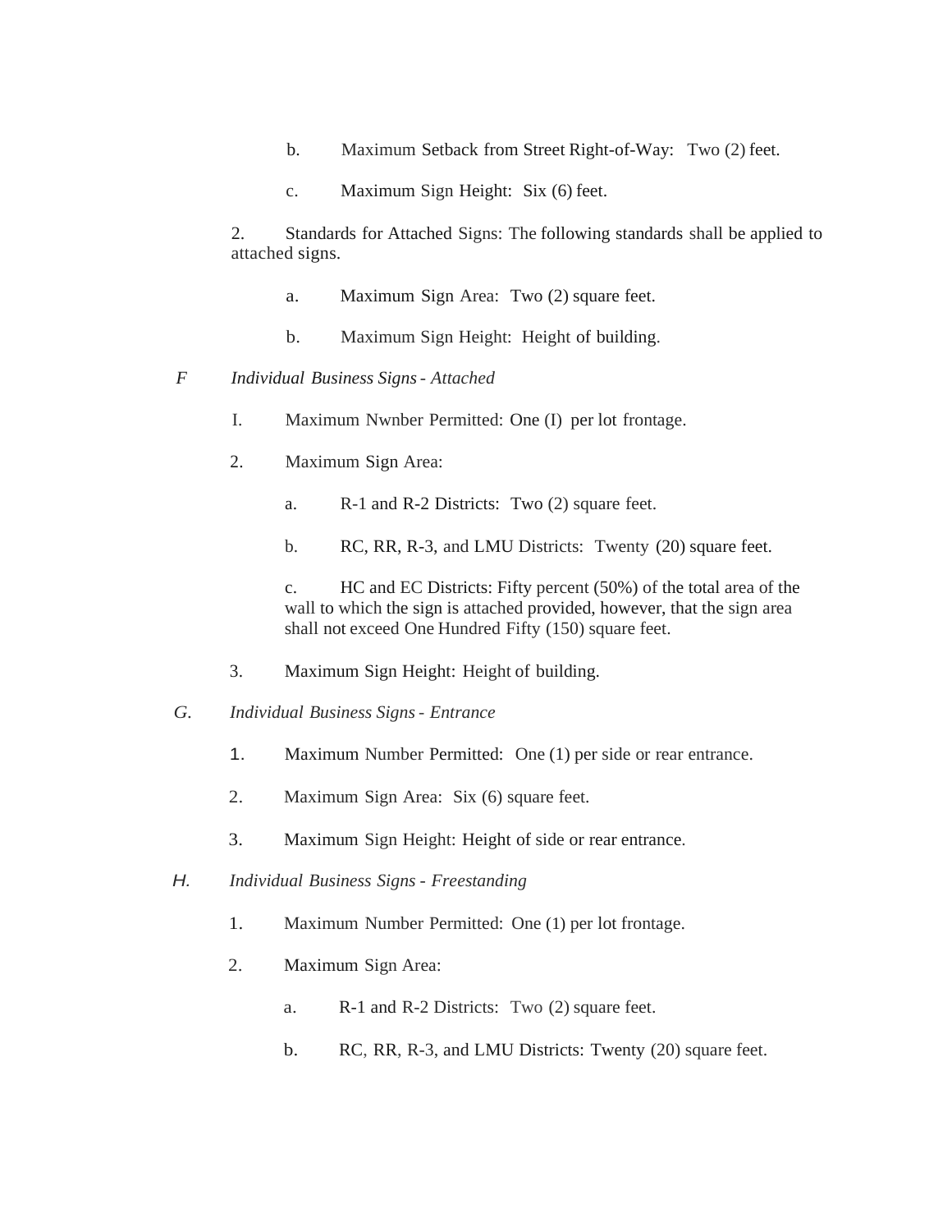b. Maximum Setback from Street Right-of-Way: Two (2) feet.

c. Maximum Sign Height: Six (6) feet.

2. Standards for Attached Signs: The following standards shall be applied to attached signs.

a. Maximum Sign Area: Two (2) square feet.

b. Maximum Sign Height: Height of building.

F *Individual Business Signs - Attached*

I. Maximum Nwnber Permitted: One (I) per lot frontage.

2. Maximum Sign Area:

a. R-1 and R-2 Districts: Two (2) square feet.

b. RC, RR, R-3, and LMU Districts: Twenty (20) square feet.

c. HC and EC Districts: Fifty percent (50%) of the total area of the wall to which the sign is attached provided, however, that the sign area shall not exceed One Hundred Fifty (150) square feet.

3. Maximum Sign Height: Height of building.

G. *Individual Business Signs - Entrance*

1. Maximum Number Permitted: One (1) per side or rear entrance.

2. Maximum Sign Area: Six (6) square feet.

3. Maximum Sign Height: Height of side or rear entrance.

H. *Individual Business Signs - Freestanding*

1. Maximum Number Permitted: One (1) per lot frontage.

2. Maximum Sign Area:

a. R-1 and R-2 Districts: Two (2) square feet.

b. RC, RR, R-3, and LMU Districts: Twenty (20) square feet.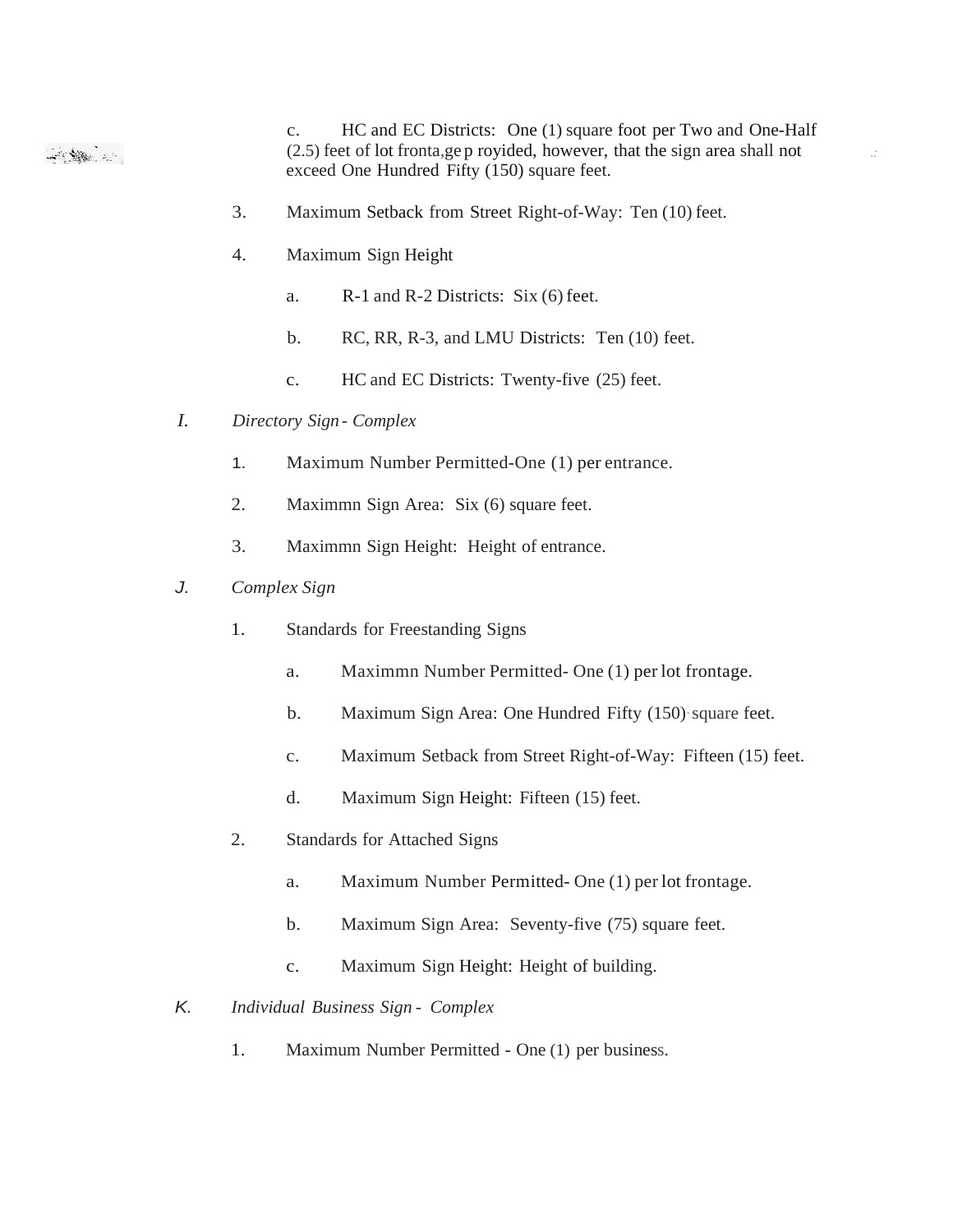c. HC and EC Districts: One (1) square foot per Two and One-Half (2.5) feet of lot fronta,ge p royided, however, that the sign area shall not exceed One Hundred Fifty (150) square feet.

3. Maximum Setback from Street Right-of-Way: Ten (10) feet.

4. Maximum Sign Height

   a. R-1 and R-2 Districts: Six (6) feet.

   b. RC, RR, R-3, and LMU Districts: Ten (10) feet.

   c. HC and EC Districts: Twenty-five (25) feet.

I. *Directory Sign - Complex*

1. Maximum Number Permitted-One (1) per entrance.

2. Maximmn Sign Area: Six (6) square feet.

3. Maximmn Sign Height: Height of entrance.

J. *Complex Sign*

1. Standards for Freestanding Signs

   a. Maximmn Number Permitted- One (1) per lot frontage.

   b. Maximum Sign Area: One Hundred Fifty (150) square feet.

   c. Maximum Setback from Street Right-of-Way: Fifteen (15) feet.

   d. Maximum Sign Height: Fifteen (15) feet.

2. Standards for Attached Signs

   a. Maximum Number Permitted- One (1) per lot frontage.

   b. Maximum Sign Area: Seventy-five (75) square feet.

   c. Maximum Sign Height: Height of building.

K. *Individual Business Sign - Complex*

1. Maximum Number Permitted - One (1) per business.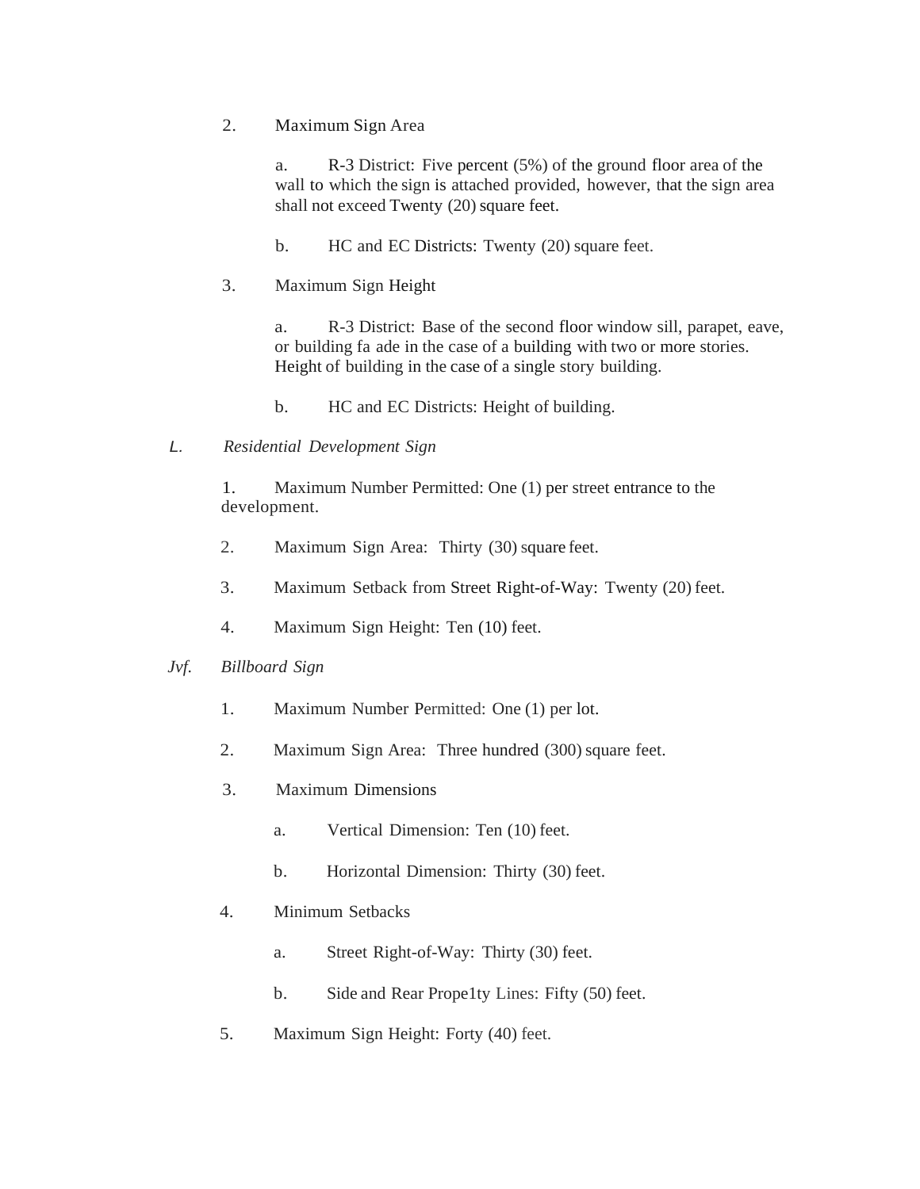2. Maximum Sign Area

   a. R-3 District: Five percent (5%) of the ground floor area of the wall to which the sign is attached provided, however, that the sign area shall not exceed Twenty (20) square feet.

   b. HC and EC Districts: Twenty (20) square feet.

3. Maximum Sign Height

   a. R-3 District: Base of the second floor window sill, parapet, eave, or building fa ade in the case of a building with two or more stories. Height of building in the case of a single story building.

   b. HC and EC Districts: Height of building.

*L. Residential Development Sign*

1. Maximum Number Permitted: One (1) per street entrance to the development.

2. Maximum Sign Area: Thirty (30) square feet.

3. Maximum Setback from Street Right-of-Way: Twenty (20) feet.

4. Maximum Sign Height: Ten (10) feet.

*Jvf. Billboard Sign*

1. Maximum Number Permitted: One (1) per lot.

2. Maximum Sign Area: Three hundred (300) square feet.

3. Maximum Dimensions

   a. Vertical Dimension: Ten (10) feet.

   b. Horizontal Dimension: Thirty (30) feet.

4. Minimum Setbacks

   a. Street Right-of-Way: Thirty (30) feet.

   b. Side and Rear Prope1ty Lines: Fifty (50) feet.

5. Maximum Sign Height: Forty (40) feet.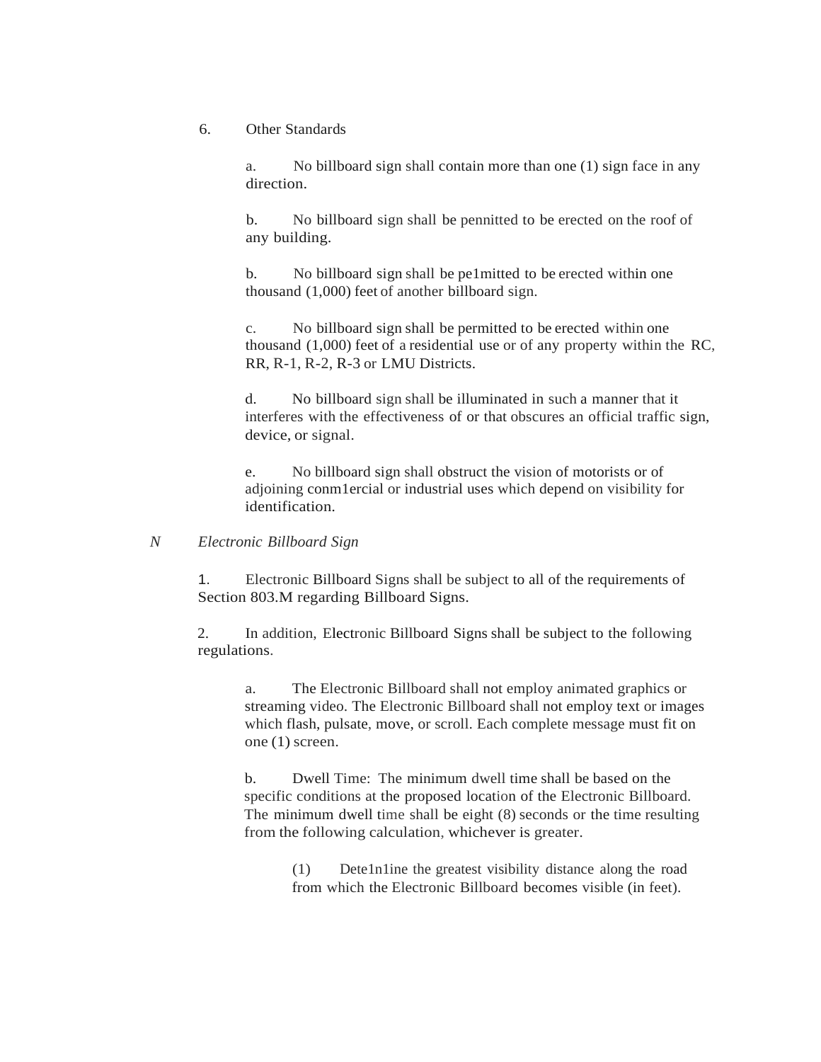6. Other Standards

   a. No billboard sign shall contain more than one (1) sign face in any direction.

   b. No billboard sign shall be pennitted to be erected on the roof of any building.

   b. No billboard sign shall be pe1mitted to be erected within one thousand (1,000) feet of another billboard sign.

   c. No billboard sign shall be permitted to be erected within one thousand (1,000) feet of a residential use or of any property within the RC, RR, R-1, R-2, R-3 or LMU Districts.

   d. No billboard sign shall be illuminated in such a manner that it interferes with the effectiveness of or that obscures an official traffic sign, device, or signal.

   e. No billboard sign shall obstruct the vision of motorists or of adjoining conm1ercial or industrial uses which depend on visibility for identification.

*N Electronic Billboard Sign*

1. Electronic Billboard Signs shall be subject to all of the requirements of Section 803.M regarding Billboard Signs.

2. In addition, Electronic Billboard Signs shall be subject to the following regulations.

   a. The Electronic Billboard shall not employ animated graphics or streaming video. The Electronic Billboard shall not employ text or images which flash, pulsate, move, or scroll. Each complete message must fit on one (1) screen.

   b. Dwell Time: The minimum dwell time shall be based on the specific conditions at the proposed location of the Electronic Billboard. The minimum dwell time shall be eight (8) seconds or the time resulting from the following calculation, whichever is greater.

      (1) Dete1n1ine the greatest visibility distance along the road from which the Electronic Billboard becomes visible (in feet).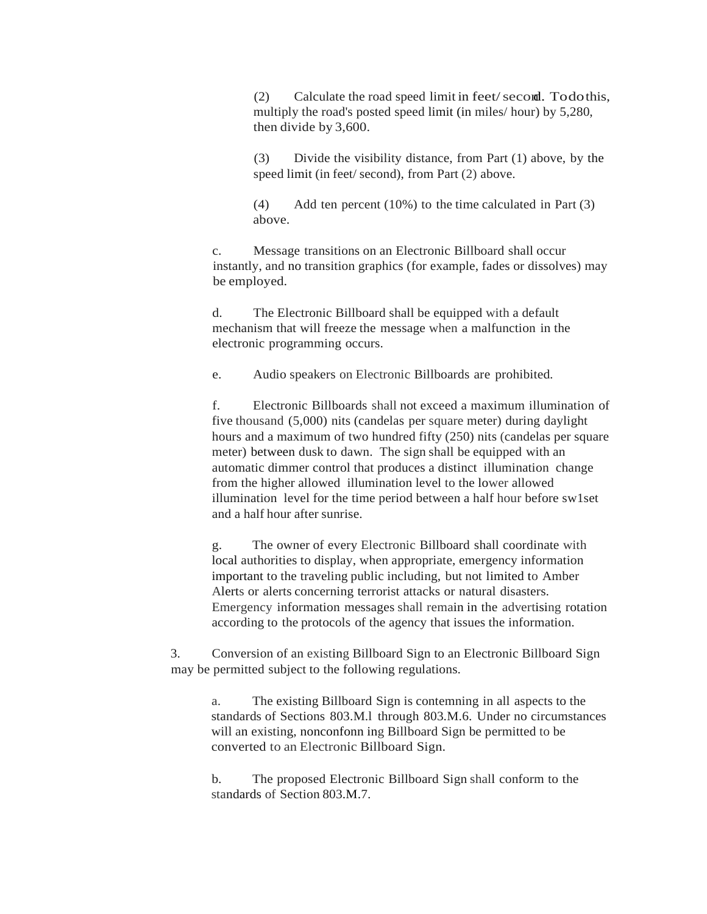(2) Calculate the road speed limit in feet/second. To do this, multiply the road's posted speed limit (in miles/hour) by 5,280, then divide by 3,600.

(3) Divide the visibility distance, from Part (1) above, by the speed limit (in feet/second), from Part (2) above.

(4) Add ten percent (10%) to the time calculated in Part (3) above.

c. Message transitions on an Electronic Billboard shall occur instantly, and no transition graphics (for example, fades or dissolves) may be employed.

d. The Electronic Billboard shall be equipped with a default mechanism that will freeze the message when a malfunction in the electronic programming occurs.

e. Audio speakers on Electronic Billboards are prohibited.

f. Electronic Billboards shall not exceed a maximum illumination of five thousand (5,000) nits (candelas per square meter) during daylight hours and a maximum of two hundred fifty (250) nits (candelas per square meter) between dusk to dawn. The sign shall be equipped with an automatic dimmer control that produces a distinct illumination change from the higher allowed illumination level to the lower allowed illumination level for the time period between a half hour before sw1set and a half hour after sunrise.

g. The owner of every Electronic Billboard shall coordinate with local authorities to display, when appropriate, emergency information important to the traveling public including, but not limited to Amber Alerts or alerts concerning terrorist attacks or natural disasters. Emergency information messages shall remain in the advertising rotation according to the protocols of the agency that issues the information.

3. Conversion of an existing Billboard Sign to an Electronic Billboard Sign may be permitted subject to the following regulations.

a. The existing Billboard Sign is contemning in all aspects to the standards of Sections 803.M.l through 803.M.6. Under no circumstances will an existing, nonconfonn ing Billboard Sign be permitted to be converted to an Electronic Billboard Sign.

b. The proposed Electronic Billboard Sign shall conform to the standards of Section 803.M.7.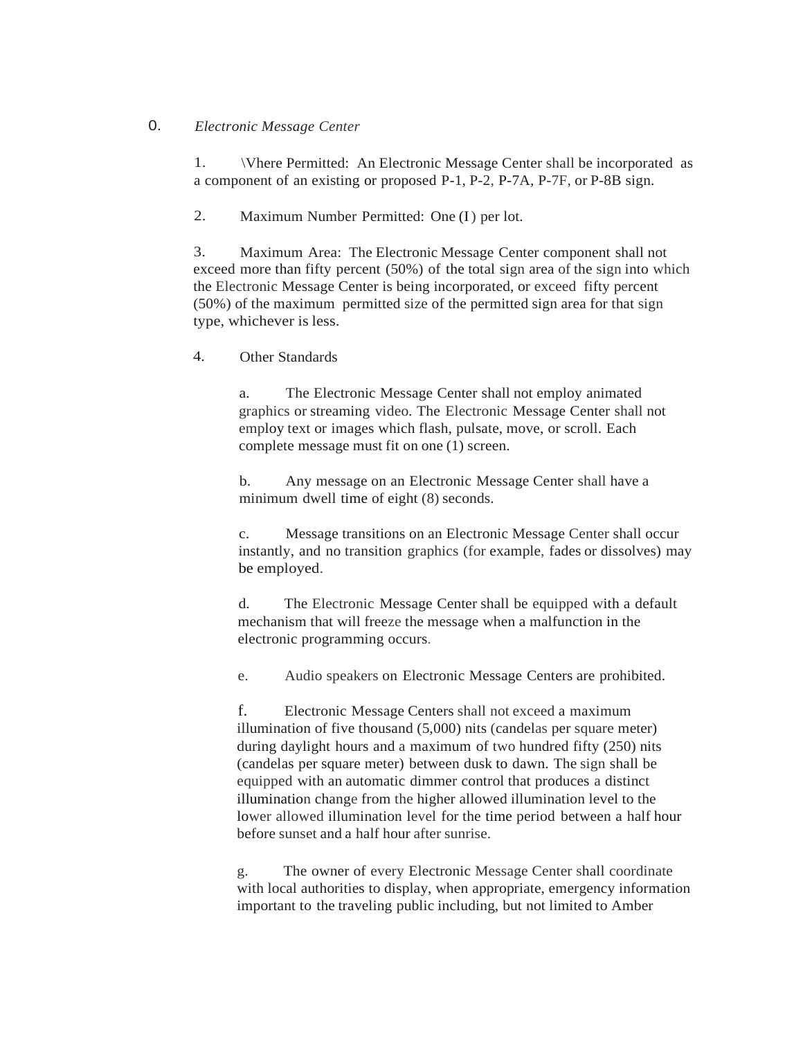O. *Electronic Message Center*

1. \Vhere Permitted: An Electronic Message Center shall be incorporated as a component of an existing or proposed P-1, P-2, P-7A, P-7F, or P-8B sign.

2. Maximum Number Permitted: One (I) per lot.

3. Maximum Area: The Electronic Message Center component shall not exceed more than fifty percent (50%) of the total sign area of the sign into which the Electronic Message Center is being incorporated, or exceed fifty percent (50%) of the maximum permitted size of the permitted sign area for that sign type, whichever is less.

4. Other Standards

   a. The Electronic Message Center shall not employ animated graphics or streaming video. The Electronic Message Center shall not employ text or images which flash, pulsate, move, or scroll. Each complete message must fit on one (1) screen.

   b. Any message on an Electronic Message Center shall have a minimum dwell time of eight (8) seconds.

   c. Message transitions on an Electronic Message Center shall occur instantly, and no transition graphics (for example, fades or dissolves) may be employed.

   d. The Electronic Message Center shall be equipped with a default mechanism that will freeze the message when a malfunction in the electronic programming occurs.

   e. Audio speakers on Electronic Message Centers are prohibited.

   f. Electronic Message Centers shall not exceed a maximum illumination of five thousand (5,000) nits (candelas per square meter) during daylight hours and a maximum of two hundred fifty (250) nits (candelas per square meter) between dusk to dawn. The sign shall be equipped with an automatic dimmer control that produces a distinct illumination change from the higher allowed illumination level to the lower allowed illumination level for the time period between a half hour before sunset and a half hour after sunrise.

   g. The owner of every Electronic Message Center shall coordinate with local authorities to display, when appropriate, emergency information important to the traveling public including, but not limited to Amber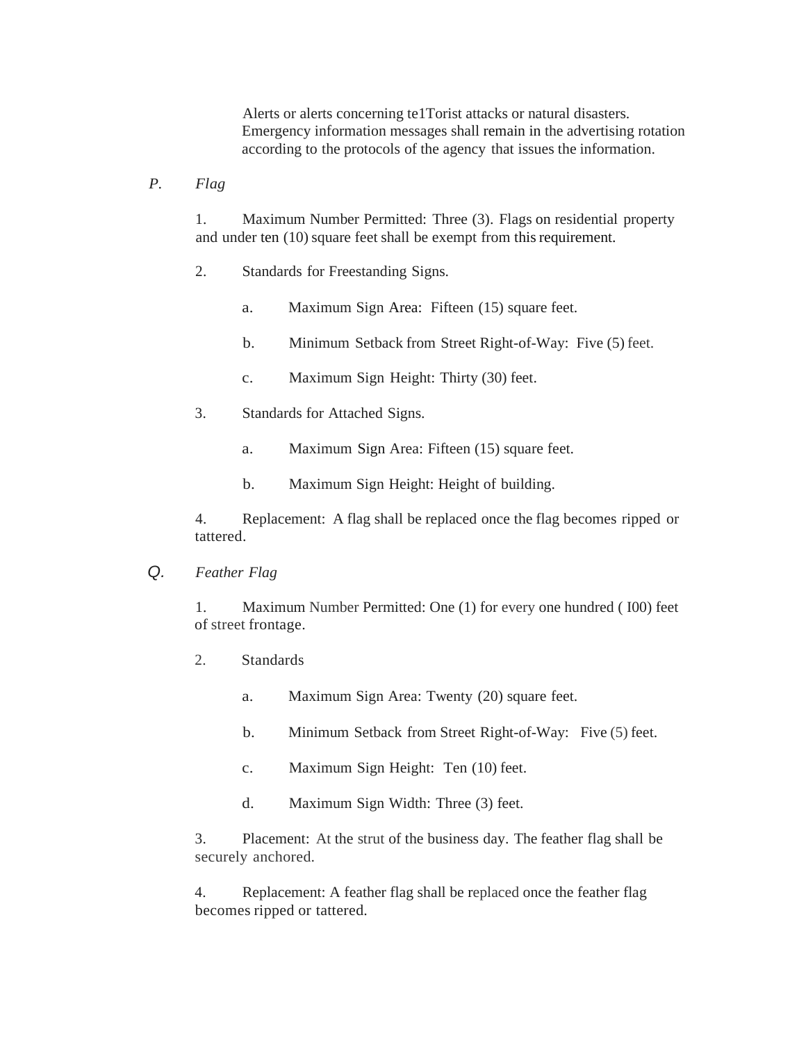Alerts or alerts concerning te1Torist attacks or natural disasters. Emergency information messages shall remain in the advertising rotation according to the protocols of the agency that issues the information.

P. *Flag*

1. Maximum Number Permitted: Three (3). Flags on residential property and under ten (10) square feet shall be exempt from this requirement.

2. Standards for Freestanding Signs.

   a. Maximum Sign Area: Fifteen (15) square feet.

   b. Minimum Setback from Street Right-of-Way: Five (5) feet.

   c. Maximum Sign Height: Thirty (30) feet.

3. Standards for Attached Signs.

   a. Maximum Sign Area: Fifteen (15) square feet.

   b. Maximum Sign Height: Height of building.

4. Replacement: A flag shall be replaced once the flag becomes ripped or tattered.

Q. *Feather Flag*

1. Maximum Number Permitted: One (1) for every one hundred ( I00) feet of street frontage.

2. Standards

   a. Maximum Sign Area: Twenty (20) square feet.

   b. Minimum Setback from Street Right-of-Way: Five (5) feet.

   c. Maximum Sign Height: Ten (10) feet.

   d. Maximum Sign Width: Three (3) feet.

3. Placement: At the strut of the business day. The feather flag shall be securely anchored.

4. Replacement: A feather flag shall be replaced once the feather flag becomes ripped or tattered.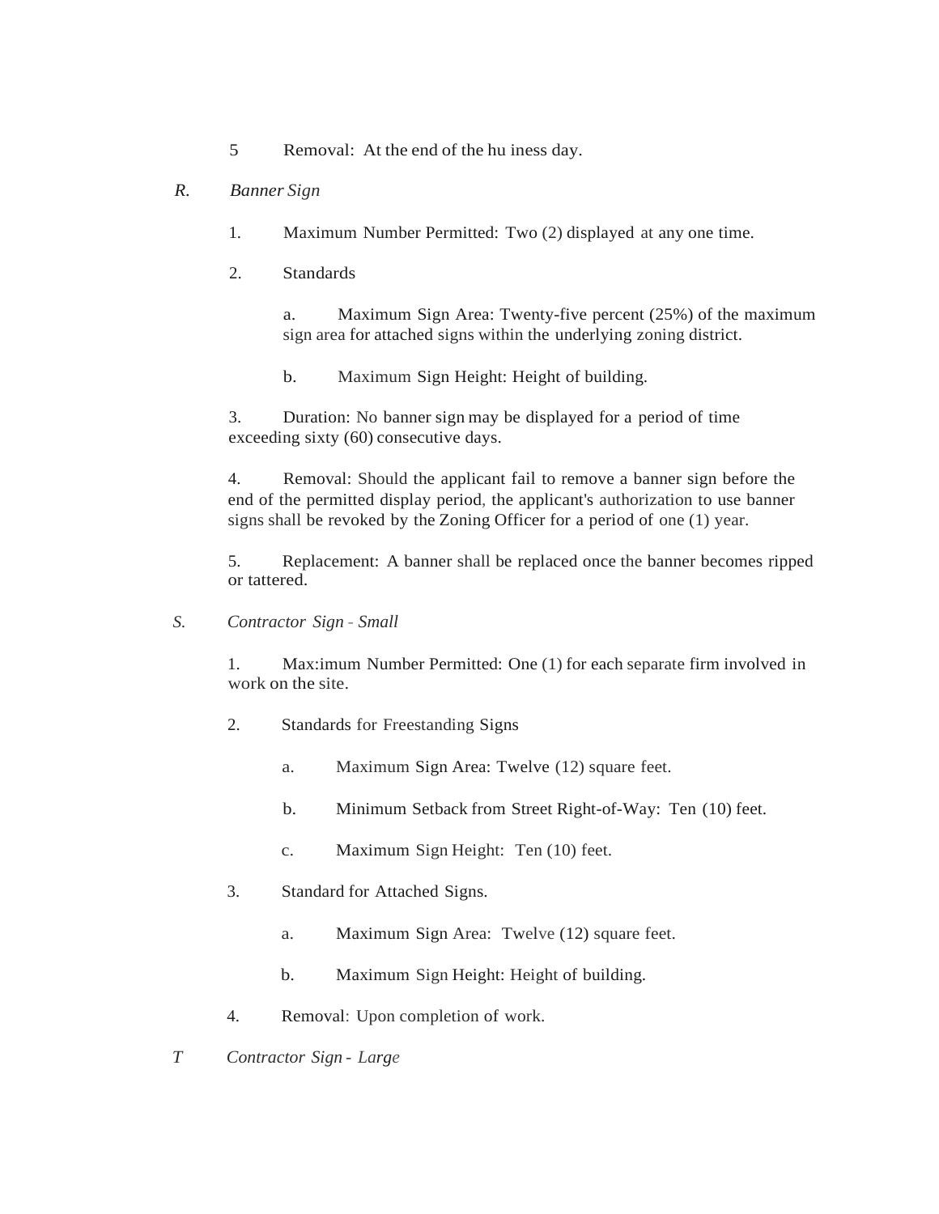5 Removal: At the end of the hu iness day.

*R. Banner Sign*

1. Maximum Number Permitted: Two (2) displayed at any one time.

2. Standards

   a. Maximum Sign Area: Twenty-five percent (25%) of the maximum sign area for attached signs within the underlying zoning district.

   b. Maximum Sign Height: Height of building.

3. Duration: No banner sign may be displayed for a period of time exceeding sixty (60) consecutive days.

4. Removal: Should the applicant fail to remove a banner sign before the end of the permitted display period, the applicant's authorization to use banner signs shall be revoked by the Zoning Officer for a period of one (1) year.

5. Replacement: A banner shall be replaced once the banner becomes ripped or tattered.

*S. Contractor Sign - Small*

1. Max:imum Number Permitted: One (1) for each separate firm involved in work on the site.

2. Standards for Freestanding Signs

   a. Maximum Sign Area: Twelve (12) square feet.

   b. Minimum Setback from Street Right-of-Way: Ten (10) feet.

   c. Maximum Sign Height: Ten (10) feet.

3. Standard for Attached Signs.

   a. Maximum Sign Area: Twelve (12) square feet.

   b. Maximum Sign Height: Height of building.

4. Removal: Upon completion of work.

*T Contractor Sign - Large*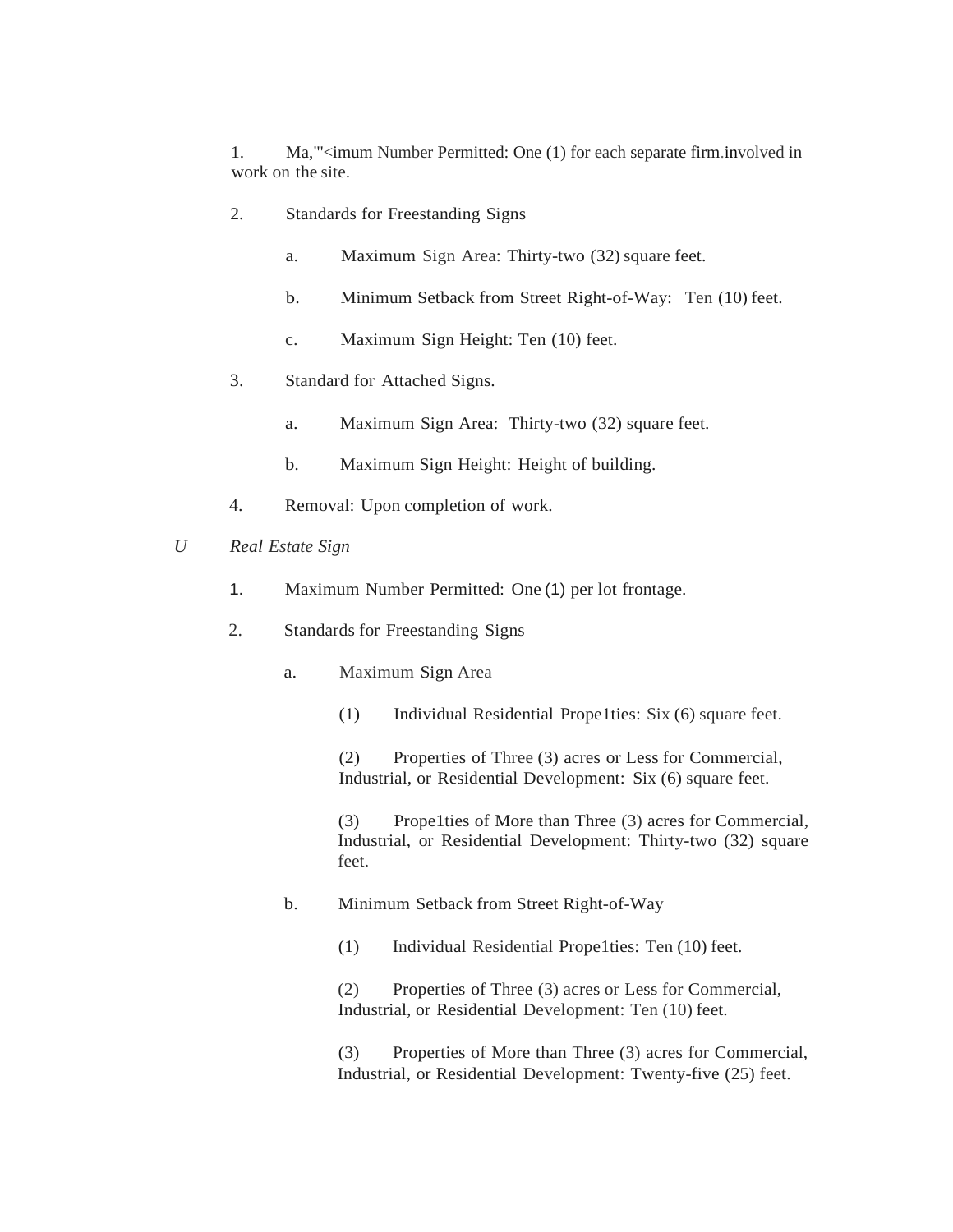1. Ma,"'<imum Number Permitted: One (1) for each separate firm.involved in work on the site.

2. Standards for Freestanding Signs

    a. Maximum Sign Area: Thirty-two (32) square feet.

    b. Minimum Setback from Street Right-of-Way: Ten (10) feet.

    c. Maximum Sign Height: Ten (10) feet.

3. Standard for Attached Signs.

    a. Maximum Sign Area: Thirty-two (32) square feet.

    b. Maximum Sign Height: Height of building.

4. Removal: Upon completion of work.

*U Real Estate Sign*

1. Maximum Number Permitted: One (1) per lot frontage.

2. Standards for Freestanding Signs

    a. Maximum Sign Area

        (1) Individual Residential Prope1ties: Six (6) square feet.

        (2) Properties of Three (3) acres or Less for Commercial, Industrial, or Residential Development: Six (6) square feet.

        (3) Prope1ties of More than Three (3) acres for Commercial, Industrial, or Residential Development: Thirty-two (32) square feet.

    b. Minimum Setback from Street Right-of-Way

        (1) Individual Residential Prope1ties: Ten (10) feet.

        (2) Properties of Three (3) acres or Less for Commercial, Industrial, or Residential Development: Ten (10) feet.

        (3) Properties of More than Three (3) acres for Commercial, Industrial, or Residential Development: Twenty-five (25) feet.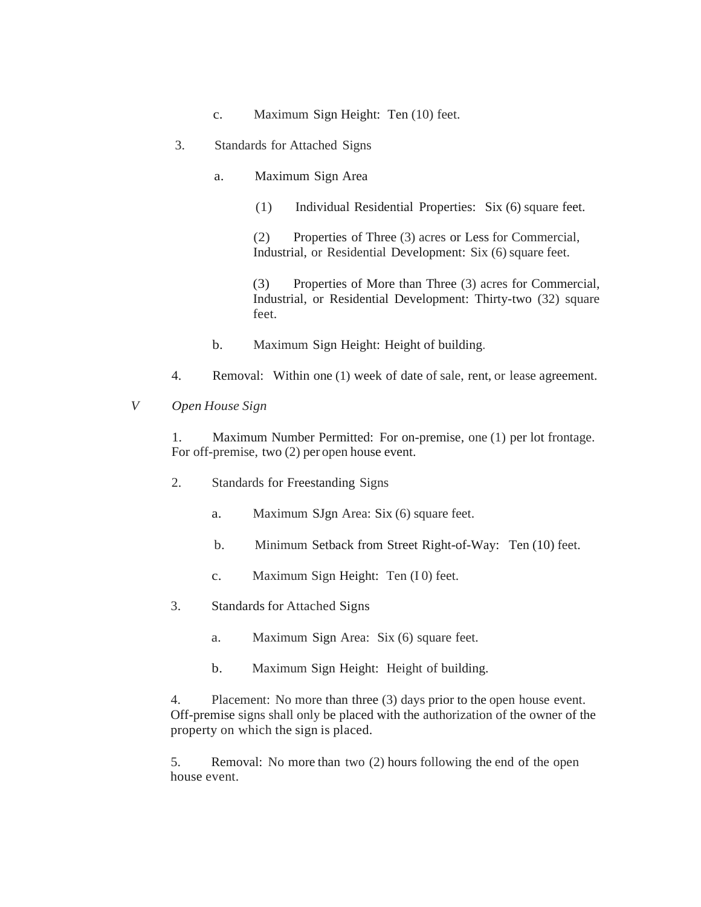c. Maximum Sign Height: Ten (10) feet.

3. Standards for Attached Signs

a. Maximum Sign Area

(1) Individual Residential Properties: Six (6) square feet.

(2) Properties of Three (3) acres or Less for Commercial, Industrial, or Residential Development: Six (6) square feet.

(3) Properties of More than Three (3) acres for Commercial, Industrial, or Residential Development: Thirty-two (32) square feet.

b. Maximum Sign Height: Height of building.

4. Removal: Within one (1) week of date of sale, rent, or lease agreement.

*V Open House Sign*

1. Maximum Number Permitted: For on-premise, one (1) per lot frontage. For off-premise, two (2) per open house event.

2. Standards for Freestanding Signs

a. Maximum SJgn Area: Six (6) square feet.

b. Minimum Setback from Street Right-of-Way: Ten (10) feet.

c. Maximum Sign Height: Ten (I 0) feet.

3. Standards for Attached Signs

a. Maximum Sign Area: Six (6) square feet.

b. Maximum Sign Height: Height of building.

4. Placement: No more than three (3) days prior to the open house event. Off-premise signs shall only be placed with the authorization of the owner of the property on which the sign is placed.

5. Removal: No more than two (2) hours following the end of the open house event.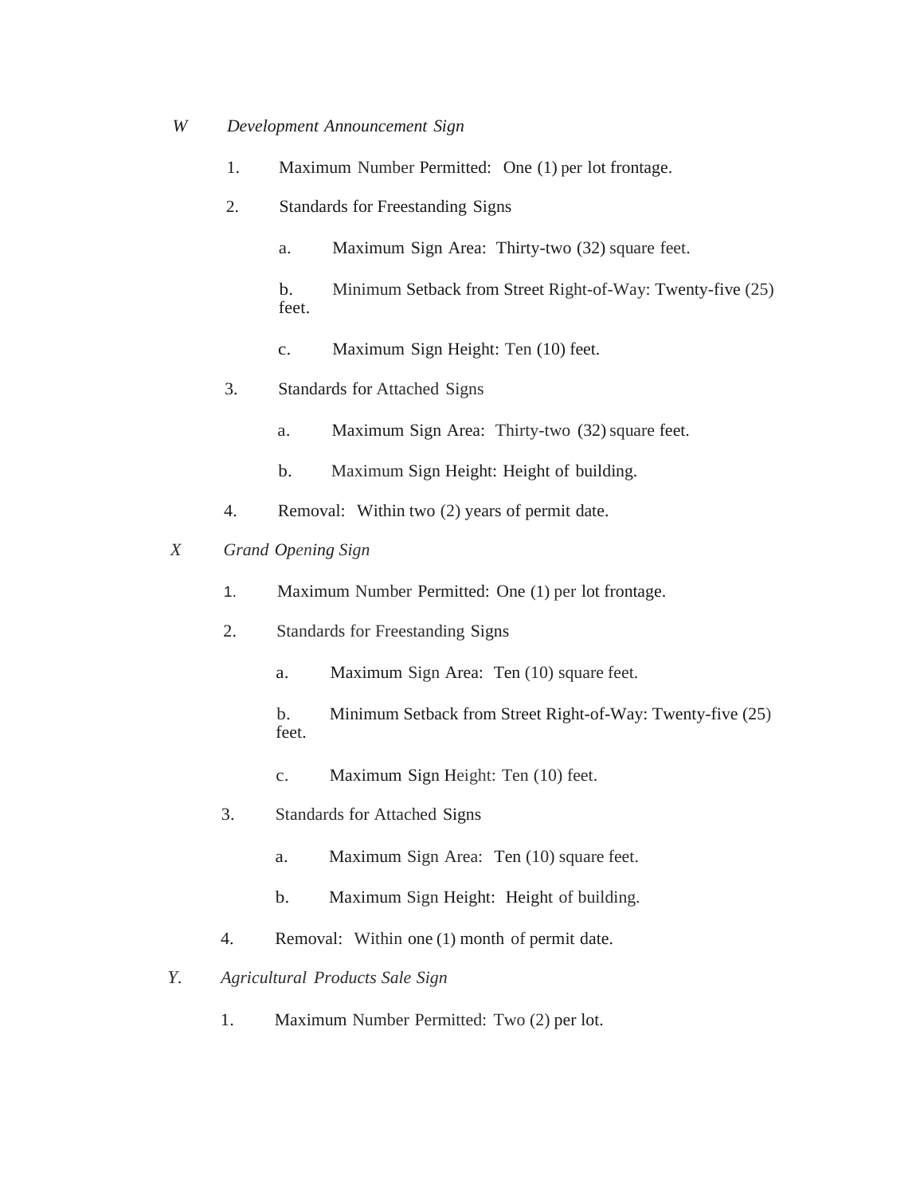W *Development Announcement Sign*

1. Maximum Number Permitted: One (1) per lot frontage.

2. Standards for Freestanding Signs

   a. Maximum Sign Area: Thirty-two (32) square feet.

   b. Minimum Setback from Street Right-of-Way: Twenty-five (25) feet.

   c. Maximum Sign Height: Ten (10) feet.

3. Standards for Attached Signs

   a. Maximum Sign Area: Thirty-two (32) square feet.

   b. Maximum Sign Height: Height of building.

4. Removal: Within two (2) years of permit date.

X *Grand Opening Sign*

1. Maximum Number Permitted: One (1) per lot frontage.

2. Standards for Freestanding Signs

   a. Maximum Sign Area: Ten (10) square feet.

   b. Minimum Setback from Street Right-of-Way: Twenty-five (25) feet.

   c. Maximum Sign Height: Ten (10) feet.

3. Standards for Attached Signs

   a. Maximum Sign Area: Ten (10) square feet.

   b. Maximum Sign Height: Height of building.

4. Removal: Within one (1) month of permit date.

Y. *Agricultural Products Sale Sign*

1. Maximum Number Permitted: Two (2) per lot.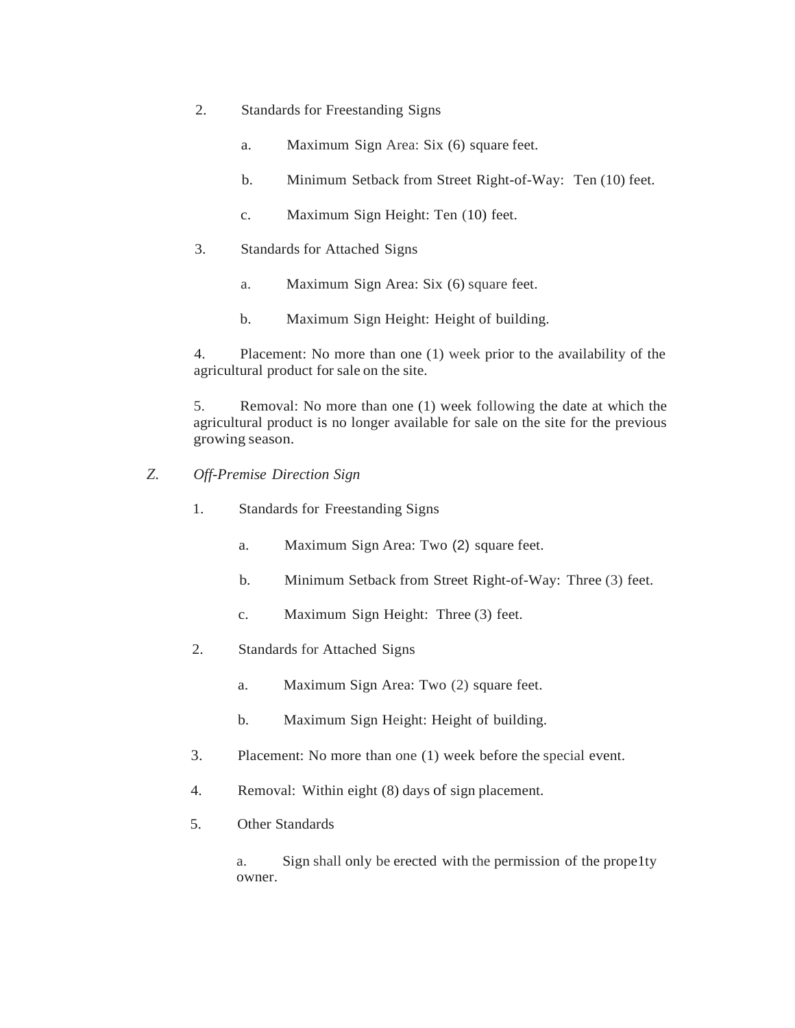2. Standards for Freestanding Signs

   a. Maximum Sign Area: Six (6) square feet.

   b. Minimum Setback from Street Right-of-Way: Ten (10) feet.

   c. Maximum Sign Height: Ten (10) feet.

3. Standards for Attached Signs

   a. Maximum Sign Area: Six (6) square feet.

   b. Maximum Sign Height: Height of building.

4. Placement: No more than one (1) week prior to the availability of the agricultural product for sale on the site.

5. Removal: No more than one (1) week following the date at which the agricultural product is no longer available for sale on the site for the previous growing season.

*Z. Off-Premise Direction Sign*

1. Standards for Freestanding Signs

   a. Maximum Sign Area: Two (2) square feet.

   b. Minimum Setback from Street Right-of-Way: Three (3) feet.

   c. Maximum Sign Height: Three (3) feet.

2. Standards for Attached Signs

   a. Maximum Sign Area: Two (2) square feet.

   b. Maximum Sign Height: Height of building.

3. Placement: No more than one (1) week before the special event.

4. Removal: Within eight (8) days of sign placement.

5. Other Standards

   a. Sign shall only be erected with the permission of the prope1ty owner.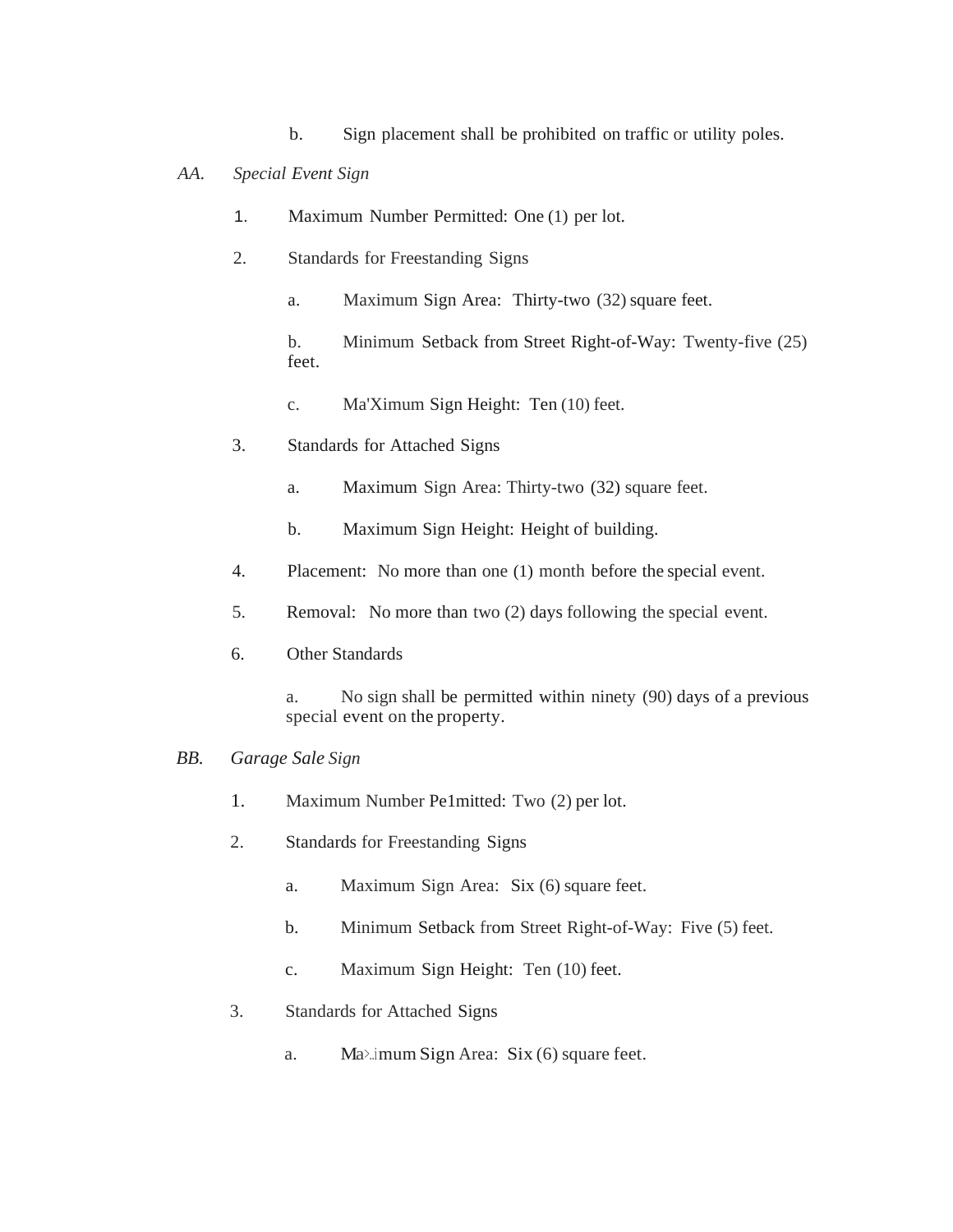b. Sign placement shall be prohibited on traffic or utility poles.

*AA. Special Event Sign*

1. Maximum Number Permitted: One (1) per lot.

2. Standards for Freestanding Signs

   a. Maximum Sign Area: Thirty-two (32) square feet.

   b. Minimum Setback from Street Right-of-Way: Twenty-five (25) feet.

   c. Ma'Ximum Sign Height: Ten (10) feet.

3. Standards for Attached Signs

   a. Maximum Sign Area: Thirty-two (32) square feet.

   b. Maximum Sign Height: Height of building.

4. Placement: No more than one (1) month before the special event.

5. Removal: No more than two (2) days following the special event.

6. Other Standards

   a. No sign shall be permitted within ninety (90) days of a previous special event on the property.

*BB. Garage Sale Sign*

1. Maximum Number Pe1mitted: Two (2) per lot.

2. Standards for Freestanding Signs

   a. Maximum Sign Area: Six (6) square feet.

   b. Minimum Setback from Street Right-of-Way: Five (5) feet.

   c. Maximum Sign Height: Ten (10) feet.

3. Standards for Attached Signs

   a. Maximum Sign Area: Six (6) square feet.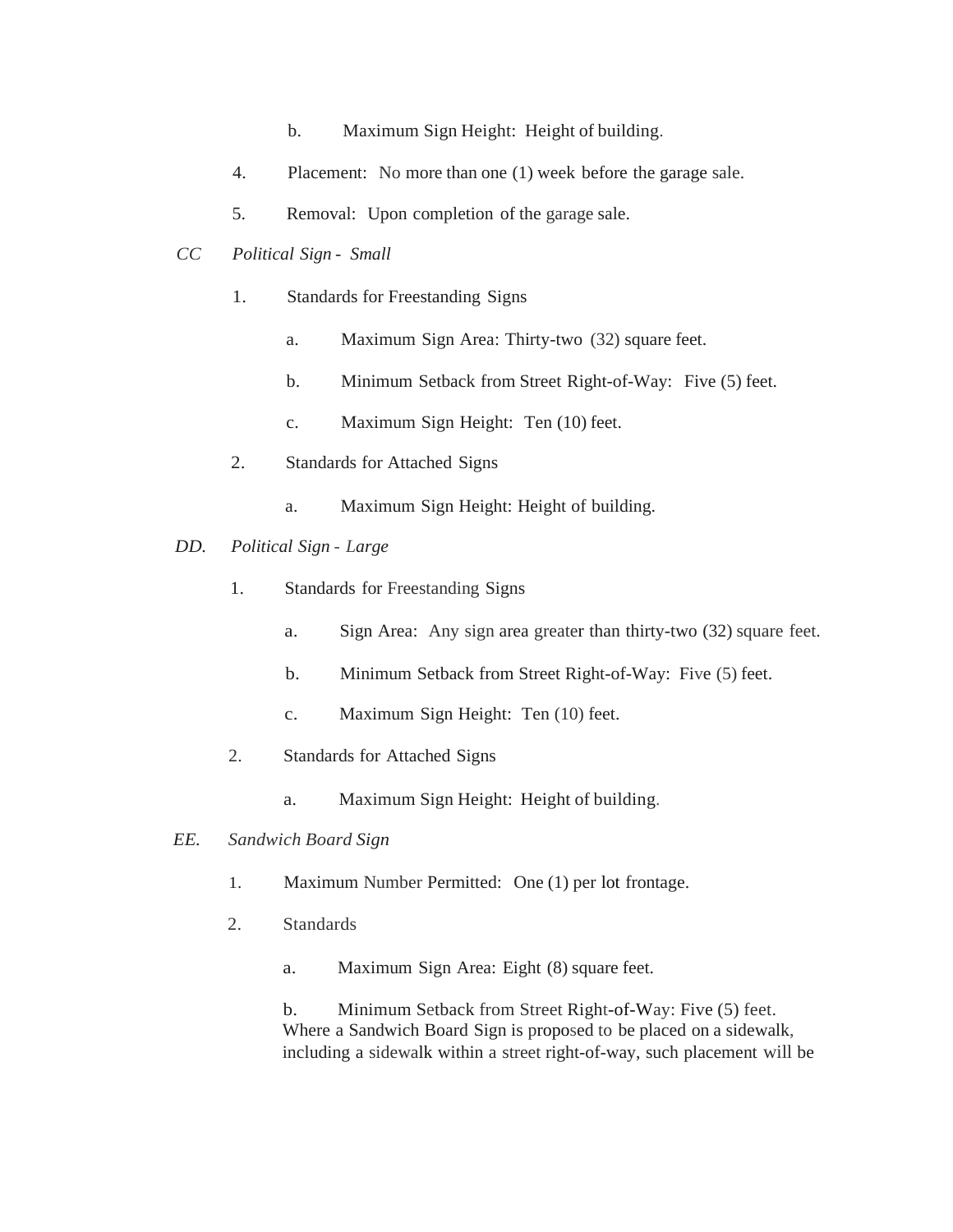b. Maximum Sign Height: Height of building.

4. Placement: No more than one (1) week before the garage sale.

5. Removal: Upon completion of the garage sale.

*CC Political Sign - Small*

1. Standards for Freestanding Signs

   a. Maximum Sign Area: Thirty-two (32) square feet.

   b. Minimum Setback from Street Right-of-Way: Five (5) feet.

   c. Maximum Sign Height: Ten (10) feet.

2. Standards for Attached Signs

   a. Maximum Sign Height: Height of building.

*DD. Political Sign - Large*

1. Standards for Freestanding Signs

   a. Sign Area: Any sign area greater than thirty-two (32) square feet.

   b. Minimum Setback from Street Right-of-Way: Five (5) feet.

   c. Maximum Sign Height: Ten (10) feet.

2. Standards for Attached Signs

   a. Maximum Sign Height: Height of building.

*EE. Sandwich Board Sign*

1. Maximum Number Permitted: One (1) per lot frontage.

2. Standards

   a. Maximum Sign Area: Eight (8) square feet.

   b. Minimum Setback from Street Right-of-Way: Five (5) feet. Where a Sandwich Board Sign is proposed to be placed on a sidewalk, including a sidewalk within a street right-of-way, such placement will be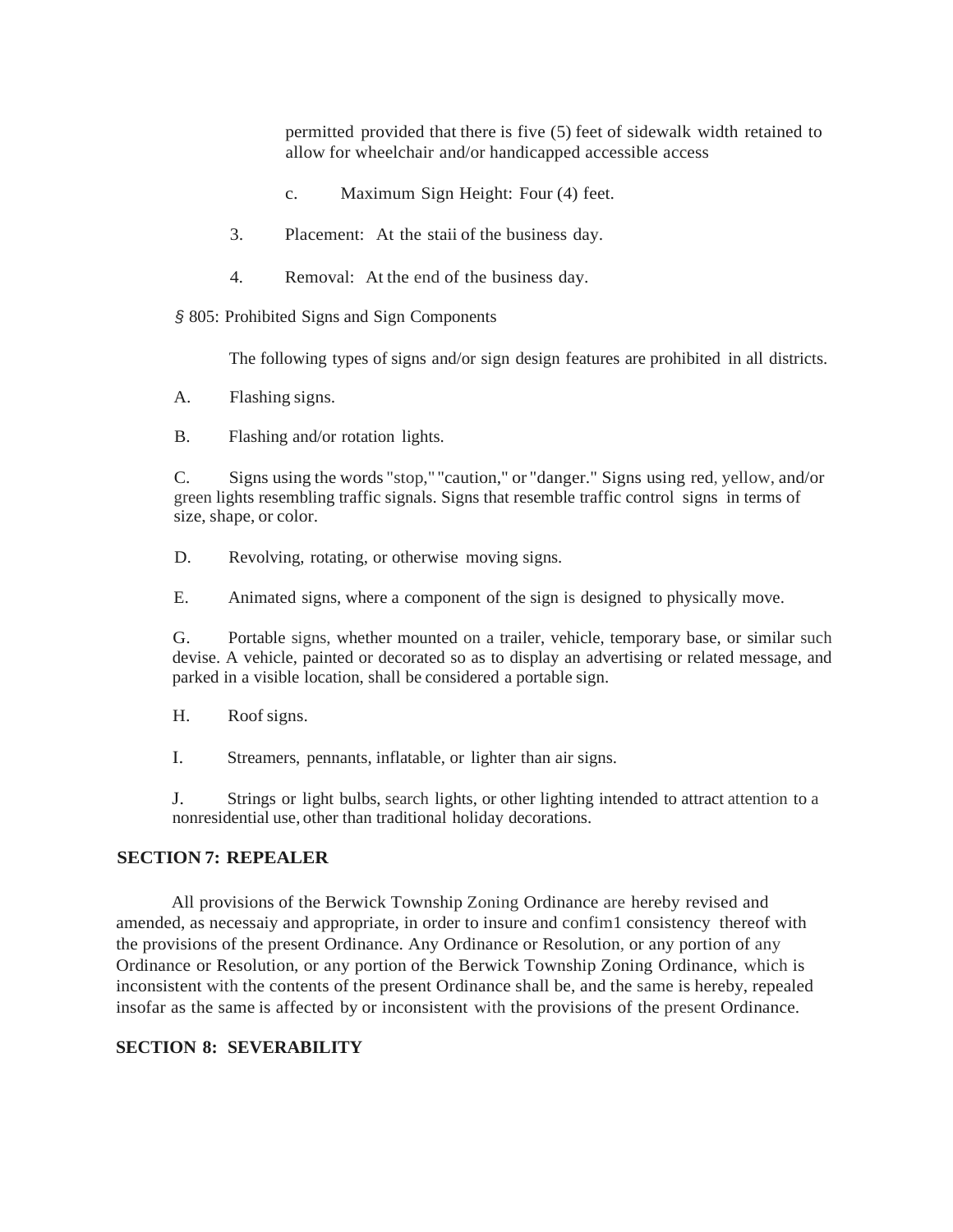permitted provided that there is five (5) feet of sidewalk width retained to allow for wheelchair and/or handicapped accessible access

c. Maximum Sign Height: Four (4) feet.

3. Placement: At the staii of the business day.

4. Removal: At the end of the business day.

§ 805: Prohibited Signs and Sign Components

The following types of signs and/or sign design features are prohibited in all districts.

A. Flashing signs.

B. Flashing and/or rotation lights.

C. Signs using the words "stop," "caution," or "danger." Signs using red, yellow, and/or green lights resembling traffic signals. Signs that resemble traffic control signs in terms of size, shape, or color.

D. Revolving, rotating, or otherwise moving signs.

E. Animated signs, where a component of the sign is designed to physically move.

G. Portable signs, whether mounted on a trailer, vehicle, temporary base, or similar such devise. A vehicle, painted or decorated so as to display an advertising or related message, and parked in a visible location, shall be considered a portable sign.

H. Roof signs.

I. Streamers, pennants, inflatable, or lighter than air signs.

J. Strings or light bulbs, search lights, or other lighting intended to attract attention to a nonresidential use, other than traditional holiday decorations.

## SECTION 7: REPEALER

All provisions of the Berwick Township Zoning Ordinance are hereby revised and amended, as necessaiy and appropriate, in order to insure and confim1 consistency thereof with the provisions of the present Ordinance. Any Ordinance or Resolution, or any portion of any Ordinance or Resolution, or any portion of the Berwick Township Zoning Ordinance, which is inconsistent with the contents of the present Ordinance shall be, and the same is hereby, repealed insofar as the same is affected by or inconsistent with the provisions of the present Ordinance.

## SECTION 8: SEVERABILITY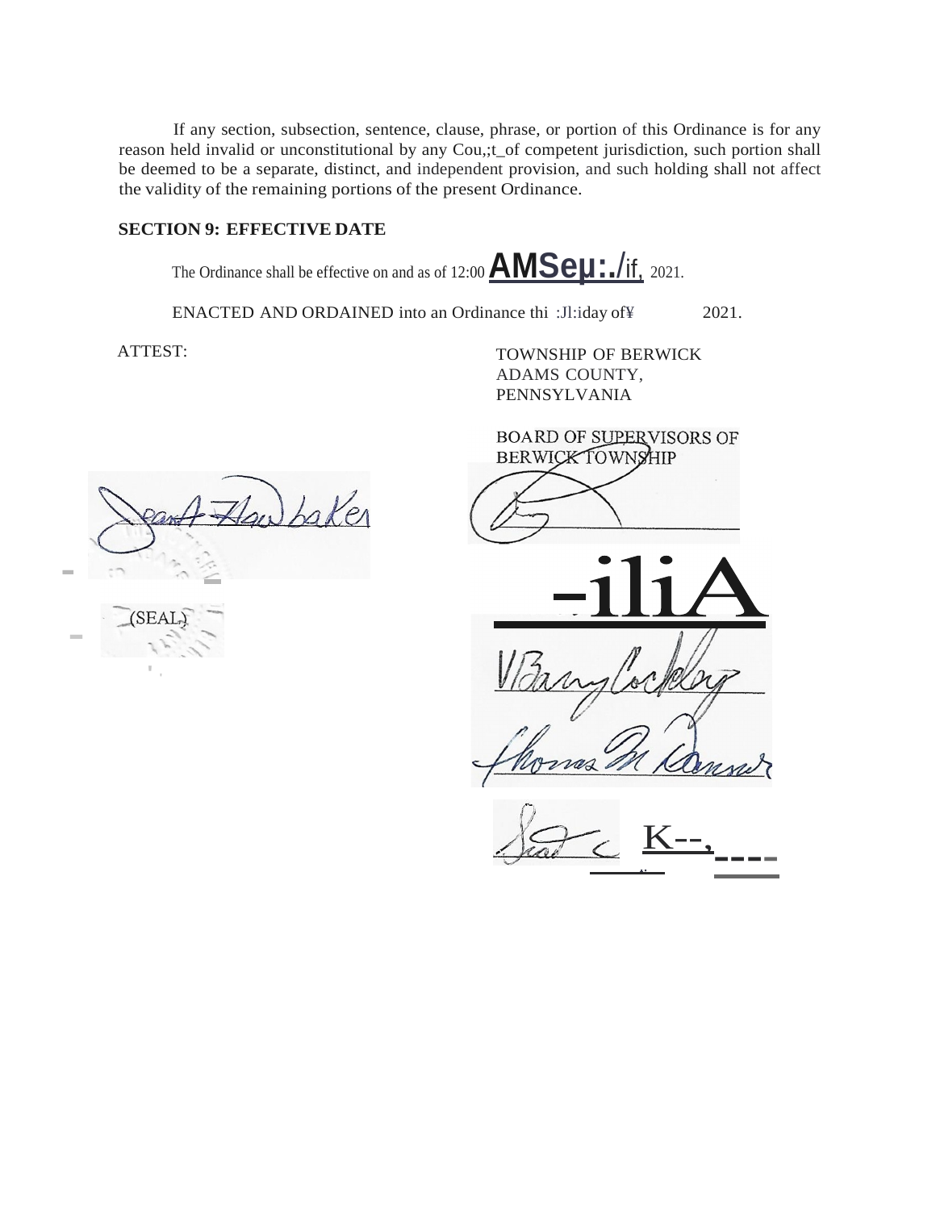If any section, subsection, sentence, clause, phrase, or portion of this Ordinance is for any reason held invalid or unconstitutional by any Cou,;t_of competent jurisdiction, such portion shall be deemed to be a separate, distinct, and independent provision, and such holding shall not affect the validity of the remaining portions of the present Ordinance.

**SECTION 9: EFFECTIVE DATE**

The Ordinance shall be effective on and as of 12:00 **AMSeµ:./**if, 2021.

ENACTED AND ORDAINED into an Ordinance thi :Jl:iday of¥ 2021.

ATTEST:

(SEAL)

TOWNSHIP OF BERWICK
ADAMS COUNTY,
PENNSYLVANIA

BOARD OF SUPERVISORS OF
BERWICK TOWNSHIP

-iliA

K--,